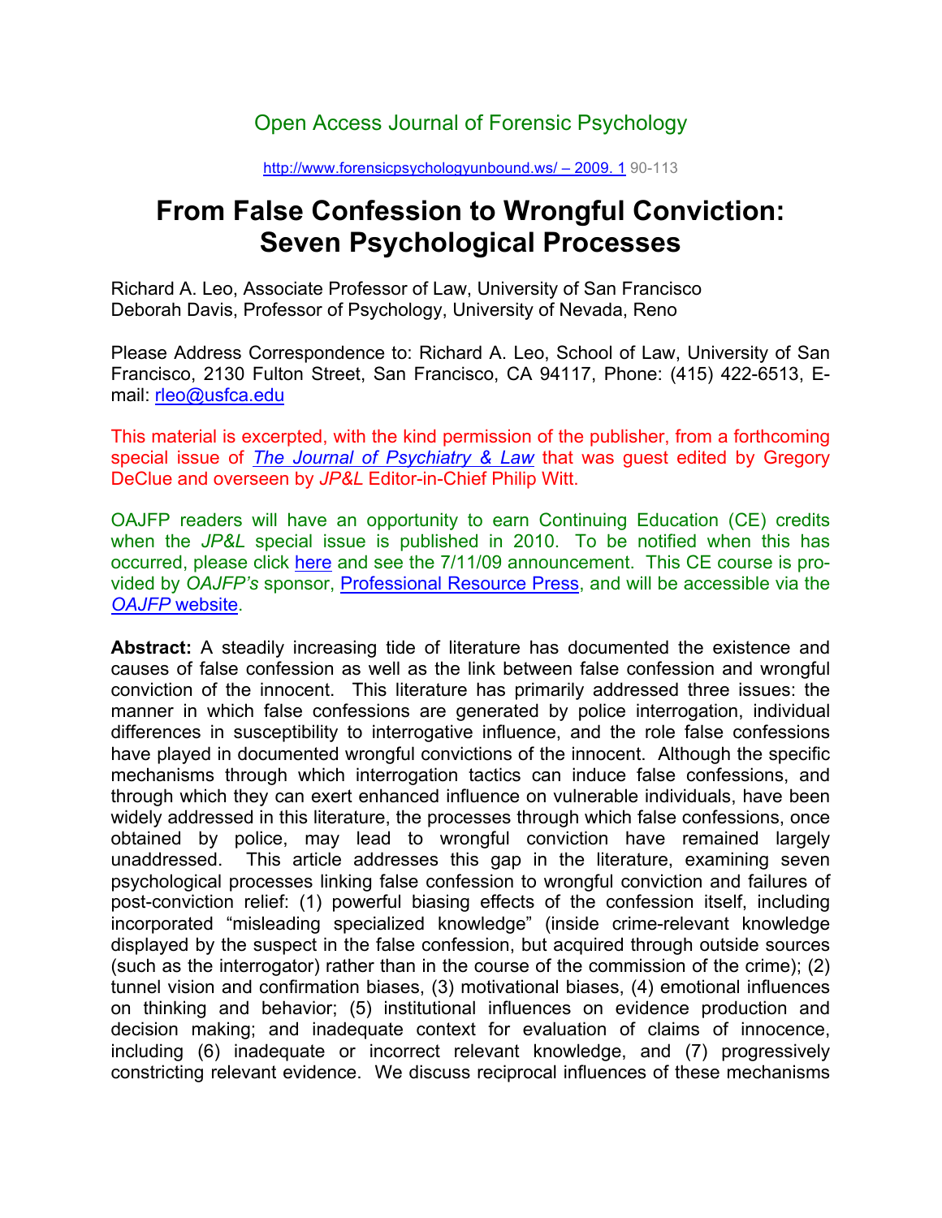Open Access Journal of Forensic Psychology

http://www.forensicpsychologyunbound.ws/ – 2009. 1 90-113

# From False Confession to Wrongful Conviction: Seven Psychological Processes

Richard A. Leo, Associate Professor of Law, University of San Francisco
Deborah Davis, Professor of Psychology, University of Nevada, Reno

Please Address Correspondence to: Richard A. Leo, School of Law, University of San Francisco, 2130 Fulton Street, San Francisco, CA 94117, Phone: (415) 422-6513, E-mail: rleo@usfca.edu

This material is excerpted, with the kind permission of the publisher, from a forthcoming special issue of *The Journal of Psychiatry & Law* that was guest edited by Gregory DeClue and overseen by *JP&L* Editor-in-Chief Philip Witt.

OAJFP readers will have an opportunity to earn Continuing Education (CE) credits when the *JP&L* special issue is published in 2010. To be notified when this has occurred, please click here and see the 7/11/09 announcement. This CE course is provided by *OAJFP's* sponsor, Professional Resource Press, and will be accessible via the *OAJFP* website.

**Abstract:** A steadily increasing tide of literature has documented the existence and causes of false confession as well as the link between false confession and wrongful conviction of the innocent. This literature has primarily addressed three issues: the manner in which false confessions are generated by police interrogation, individual differences in susceptibility to interrogative influence, and the role false confessions have played in documented wrongful convictions of the innocent. Although the specific mechanisms through which interrogation tactics can induce false confessions, and through which they can exert enhanced influence on vulnerable individuals, have been widely addressed in this literature, the processes through which false confessions, once obtained by police, may lead to wrongful conviction have remained largely unaddressed. This article addresses this gap in the literature, examining seven psychological processes linking false confession to wrongful conviction and failures of post-conviction relief: (1) powerful biasing effects of the confession itself, including incorporated "misleading specialized knowledge" (inside crime-relevant knowledge displayed by the suspect in the false confession, but acquired through outside sources (such as the interrogator) rather than in the course of the commission of the crime); (2) tunnel vision and confirmation biases, (3) motivational biases, (4) emotional influences on thinking and behavior; (5) institutional influences on evidence production and decision making; and inadequate context for evaluation of claims of innocence, including (6) inadequate or incorrect relevant knowledge, and (7) progressively constricting relevant evidence. We discuss reciprocal influences of these mechanisms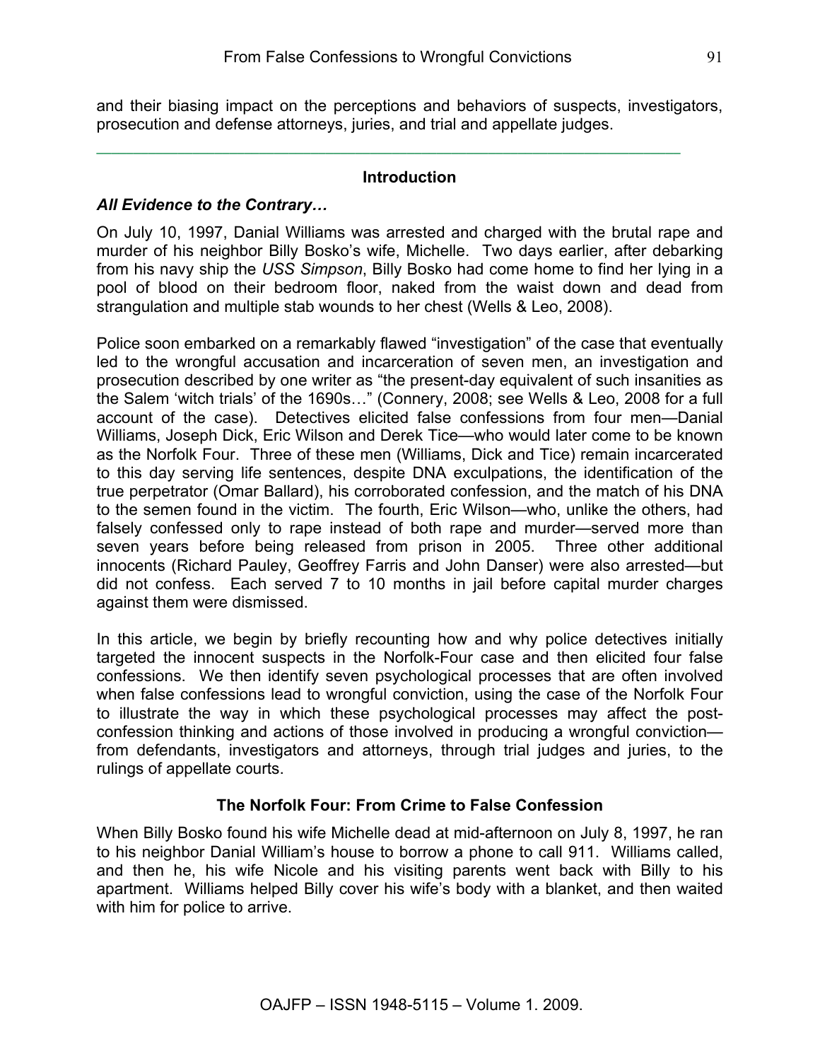and their biasing impact on the perceptions and behaviors of suspects, investigators, prosecution and defense attorneys, juries, and trial and appellate judges.

---

## Introduction

### *All Evidence to the Contrary…*

On July 10, 1997, Danial Williams was arrested and charged with the brutal rape and murder of his neighbor Billy Bosko's wife, Michelle. Two days earlier, after debarking from his navy ship the *USS Simpson*, Billy Bosko had come home to find her lying in a pool of blood on their bedroom floor, naked from the waist down and dead from strangulation and multiple stab wounds to her chest (Wells & Leo, 2008).

Police soon embarked on a remarkably flawed "investigation" of the case that eventually led to the wrongful accusation and incarceration of seven men, an investigation and prosecution described by one writer as "the present-day equivalent of such insanities as the Salem 'witch trials' of the 1690s…" (Connery, 2008; see Wells & Leo, 2008 for a full account of the case). Detectives elicited false confessions from four men—Danial Williams, Joseph Dick, Eric Wilson and Derek Tice—who would later come to be known as the Norfolk Four. Three of these men (Williams, Dick and Tice) remain incarcerated to this day serving life sentences, despite DNA exculpations, the identification of the true perpetrator (Omar Ballard), his corroborated confession, and the match of his DNA to the semen found in the victim. The fourth, Eric Wilson—who, unlike the others, had falsely confessed only to rape instead of both rape and murder—served more than seven years before being released from prison in 2005. Three other additional innocents (Richard Pauley, Geoffrey Farris and John Danser) were also arrested—but did not confess. Each served 7 to 10 months in jail before capital murder charges against them were dismissed.

In this article, we begin by briefly recounting how and why police detectives initially targeted the innocent suspects in the Norfolk-Four case and then elicited four false confessions. We then identify seven psychological processes that are often involved when false confessions lead to wrongful conviction, using the case of the Norfolk Four to illustrate the way in which these psychological processes may affect the post-confession thinking and actions of those involved in producing a wrongful conviction—from defendants, investigators and attorneys, through trial judges and juries, to the rulings of appellate courts.

## The Norfolk Four: From Crime to False Confession

When Billy Bosko found his wife Michelle dead at mid-afternoon on July 8, 1997, he ran to his neighbor Danial William's house to borrow a phone to call 911. Williams called, and then he, his wife Nicole and his visiting parents went back with Billy to his apartment. Williams helped Billy cover his wife's body with a blanket, and then waited with him for police to arrive.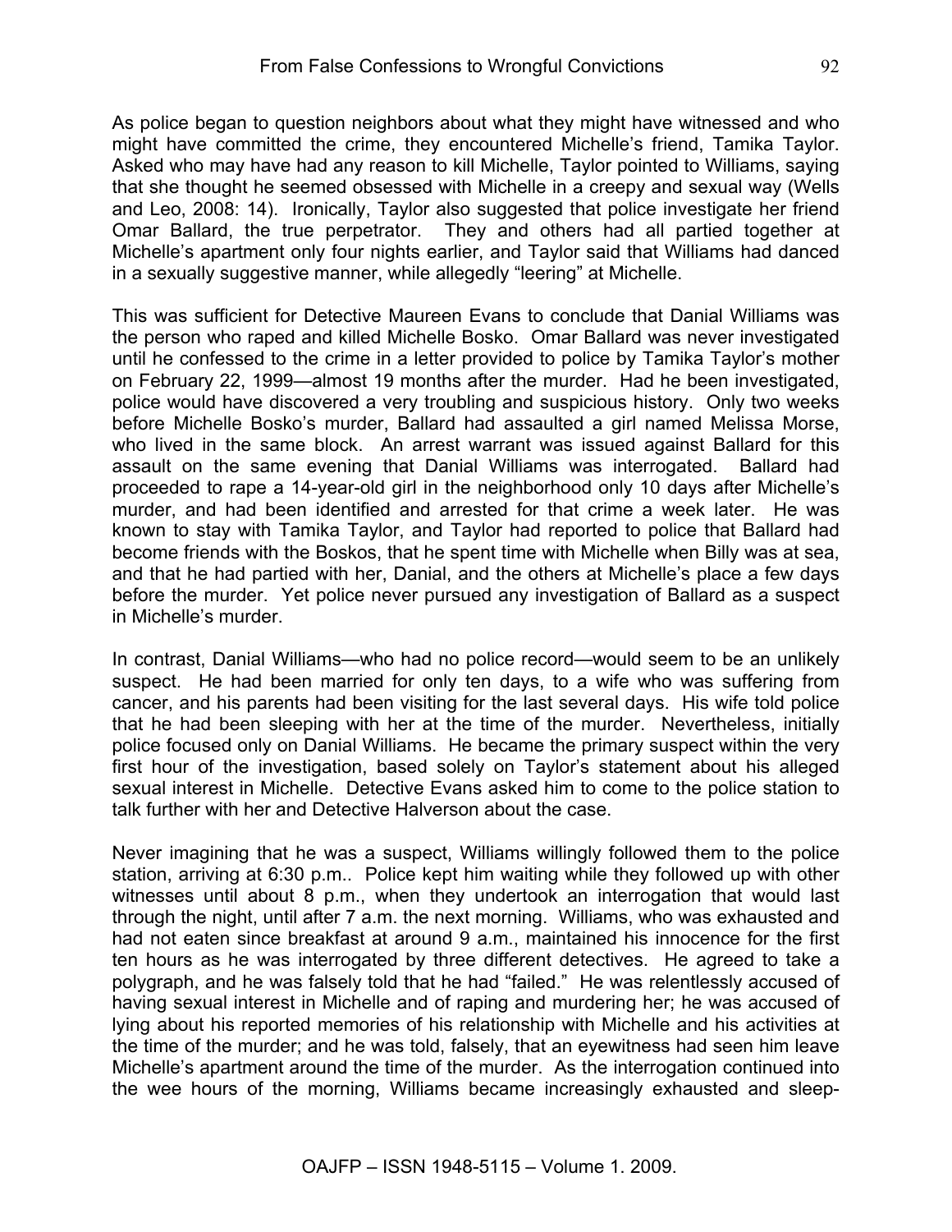As police began to question neighbors about what they might have witnessed and who might have committed the crime, they encountered Michelle's friend, Tamika Taylor. Asked who may have had any reason to kill Michelle, Taylor pointed to Williams, saying that she thought he seemed obsessed with Michelle in a creepy and sexual way (Wells and Leo, 2008: 14). Ironically, Taylor also suggested that police investigate her friend Omar Ballard, the true perpetrator. They and others had all partied together at Michelle's apartment only four nights earlier, and Taylor said that Williams had danced in a sexually suggestive manner, while allegedly "leering" at Michelle.

This was sufficient for Detective Maureen Evans to conclude that Danial Williams was the person who raped and killed Michelle Bosko. Omar Ballard was never investigated until he confessed to the crime in a letter provided to police by Tamika Taylor's mother on February 22, 1999—almost 19 months after the murder. Had he been investigated, police would have discovered a very troubling and suspicious history. Only two weeks before Michelle Bosko's murder, Ballard had assaulted a girl named Melissa Morse, who lived in the same block. An arrest warrant was issued against Ballard for this assault on the same evening that Danial Williams was interrogated. Ballard had proceeded to rape a 14-year-old girl in the neighborhood only 10 days after Michelle's murder, and had been identified and arrested for that crime a week later. He was known to stay with Tamika Taylor, and Taylor had reported to police that Ballard had become friends with the Boskos, that he spent time with Michelle when Billy was at sea, and that he had partied with her, Danial, and the others at Michelle's place a few days before the murder. Yet police never pursued any investigation of Ballard as a suspect in Michelle's murder.

In contrast, Danial Williams—who had no police record—would seem to be an unlikely suspect. He had been married for only ten days, to a wife who was suffering from cancer, and his parents had been visiting for the last several days. His wife told police that he had been sleeping with her at the time of the murder. Nevertheless, initially police focused only on Danial Williams. He became the primary suspect within the very first hour of the investigation, based solely on Taylor's statement about his alleged sexual interest in Michelle. Detective Evans asked him to come to the police station to talk further with her and Detective Halverson about the case.

Never imagining that he was a suspect, Williams willingly followed them to the police station, arriving at 6:30 p.m.. Police kept him waiting while they followed up with other witnesses until about 8 p.m., when they undertook an interrogation that would last through the night, until after 7 a.m. the next morning. Williams, who was exhausted and had not eaten since breakfast at around 9 a.m., maintained his innocence for the first ten hours as he was interrogated by three different detectives. He agreed to take a polygraph, and he was falsely told that he had "failed." He was relentlessly accused of having sexual interest in Michelle and of raping and murdering her; he was accused of lying about his reported memories of his relationship with Michelle and his activities at the time of the murder; and he was told, falsely, that an eyewitness had seen him leave Michelle's apartment around the time of the murder. As the interrogation continued into the wee hours of the morning, Williams became increasingly exhausted and sleep-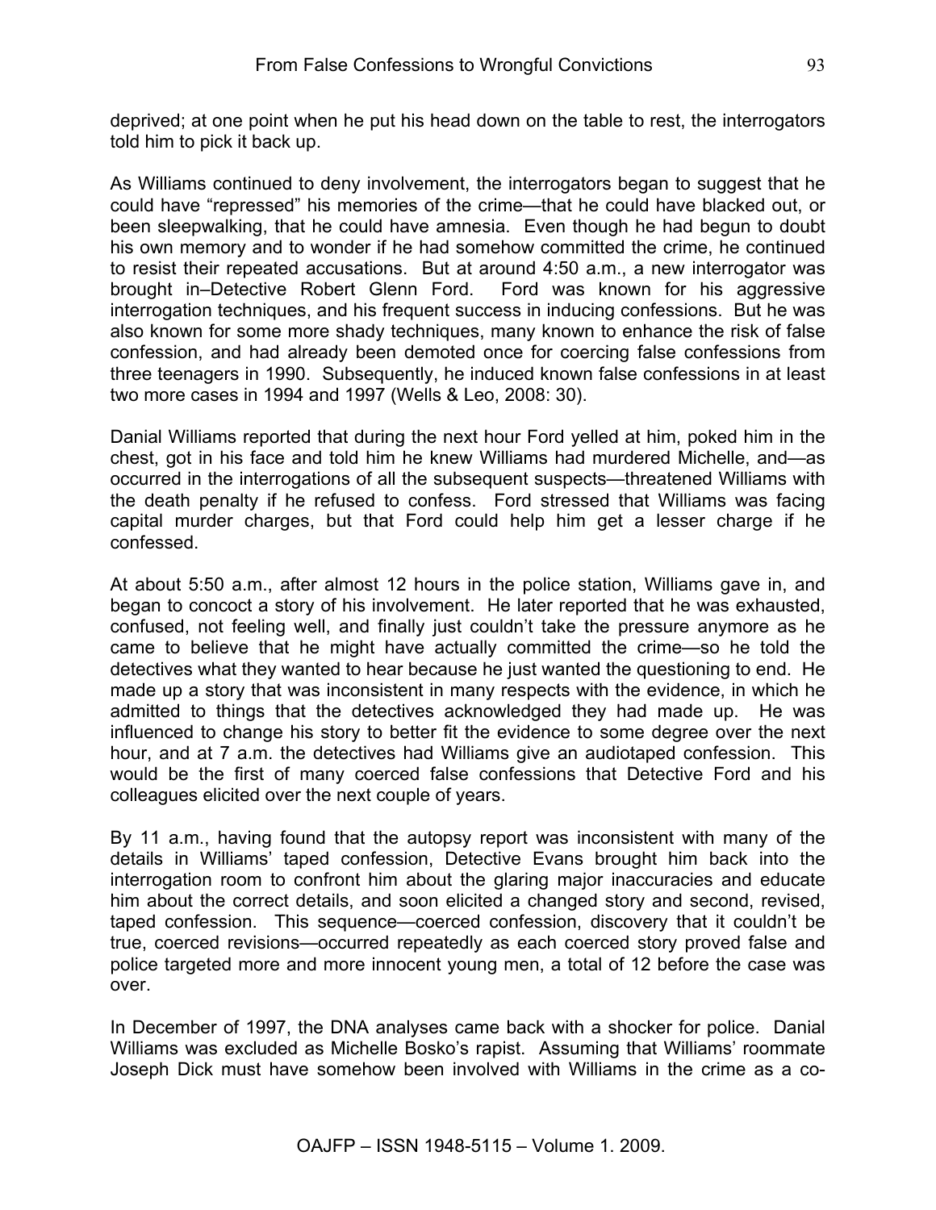deprived; at one point when he put his head down on the table to rest, the interrogators told him to pick it back up.

As Williams continued to deny involvement, the interrogators began to suggest that he could have "repressed" his memories of the crime—that he could have blacked out, or been sleepwalking, that he could have amnesia. Even though he had begun to doubt his own memory and to wonder if he had somehow committed the crime, he continued to resist their repeated accusations. But at around 4:50 a.m., a new interrogator was brought in–Detective Robert Glenn Ford. Ford was known for his aggressive interrogation techniques, and his frequent success in inducing confessions. But he was also known for some more shady techniques, many known to enhance the risk of false confession, and had already been demoted once for coercing false confessions from three teenagers in 1990. Subsequently, he induced known false confessions in at least two more cases in 1994 and 1997 (Wells & Leo, 2008: 30).

Danial Williams reported that during the next hour Ford yelled at him, poked him in the chest, got in his face and told him he knew Williams had murdered Michelle, and—as occurred in the interrogations of all the subsequent suspects—threatened Williams with the death penalty if he refused to confess. Ford stressed that Williams was facing capital murder charges, but that Ford could help him get a lesser charge if he confessed.

At about 5:50 a.m., after almost 12 hours in the police station, Williams gave in, and began to concoct a story of his involvement. He later reported that he was exhausted, confused, not feeling well, and finally just couldn't take the pressure anymore as he came to believe that he might have actually committed the crime—so he told the detectives what they wanted to hear because he just wanted the questioning to end. He made up a story that was inconsistent in many respects with the evidence, in which he admitted to things that the detectives acknowledged they had made up. He was influenced to change his story to better fit the evidence to some degree over the next hour, and at 7 a.m. the detectives had Williams give an audiotaped confession. This would be the first of many coerced false confessions that Detective Ford and his colleagues elicited over the next couple of years.

By 11 a.m., having found that the autopsy report was inconsistent with many of the details in Williams' taped confession, Detective Evans brought him back into the interrogation room to confront him about the glaring major inaccuracies and educate him about the correct details, and soon elicited a changed story and second, revised, taped confession. This sequence—coerced confession, discovery that it couldn't be true, coerced revisions—occurred repeatedly as each coerced story proved false and police targeted more and more innocent young men, a total of 12 before the case was over.

In December of 1997, the DNA analyses came back with a shocker for police. Danial Williams was excluded as Michelle Bosko's rapist. Assuming that Williams' roommate Joseph Dick must have somehow been involved with Williams in the crime as a co-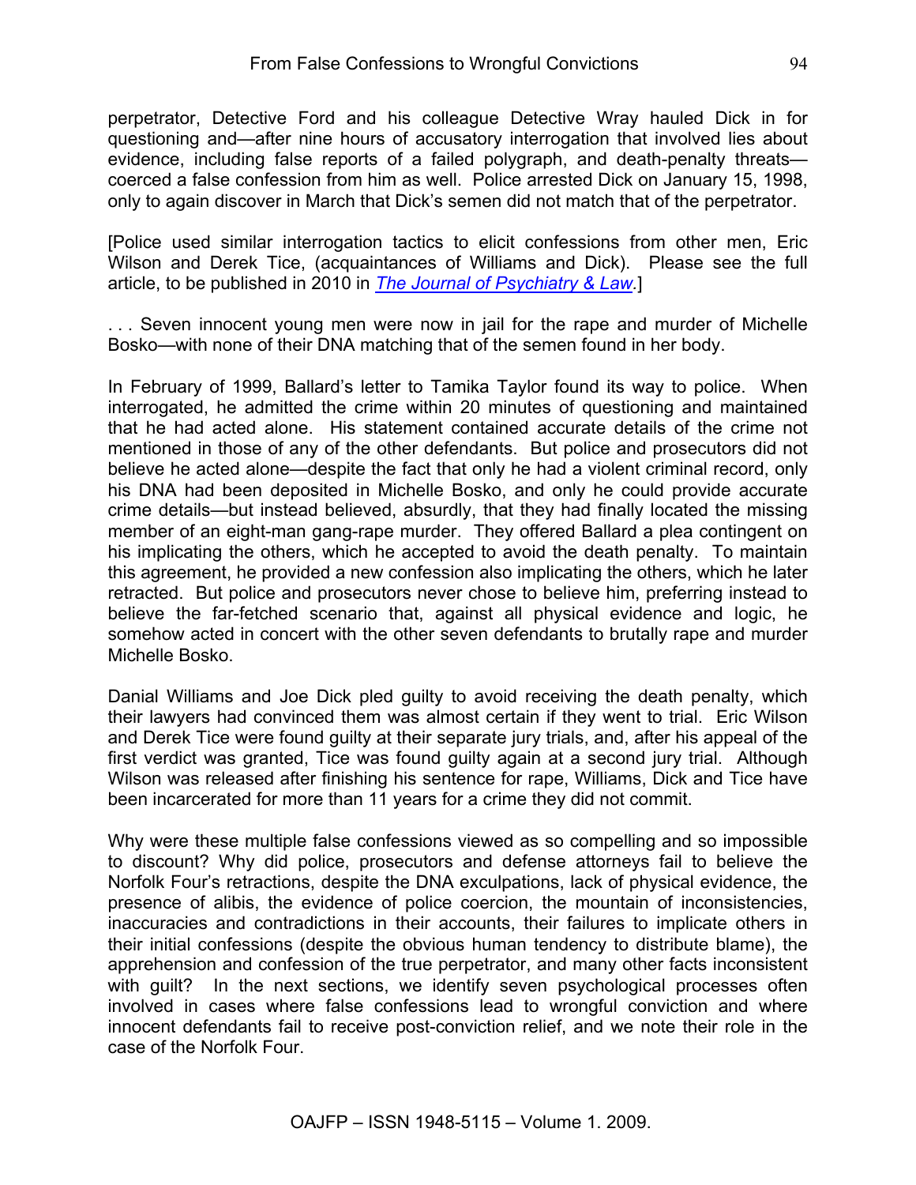perpetrator, Detective Ford and his colleague Detective Wray hauled Dick in for questioning and—after nine hours of accusatory interrogation that involved lies about evidence, including false reports of a failed polygraph, and death-penalty threats—coerced a false confession from him as well. Police arrested Dick on January 15, 1998, only to again discover in March that Dick's semen did not match that of the perpetrator.

[Police used similar interrogation tactics to elicit confessions from other men, Eric Wilson and Derek Tice, (acquaintances of Williams and Dick). Please see the full article, to be published in 2010 in *The Journal of Psychiatry & Law*.]

. . . Seven innocent young men were now in jail for the rape and murder of Michelle Bosko—with none of their DNA matching that of the semen found in her body.

In February of 1999, Ballard's letter to Tamika Taylor found its way to police. When interrogated, he admitted the crime within 20 minutes of questioning and maintained that he had acted alone. His statement contained accurate details of the crime not mentioned in those of any of the other defendants. But police and prosecutors did not believe he acted alone—despite the fact that only he had a violent criminal record, only his DNA had been deposited in Michelle Bosko, and only he could provide accurate crime details—but instead believed, absurdly, that they had finally located the missing member of an eight-man gang-rape murder. They offered Ballard a plea contingent on his implicating the others, which he accepted to avoid the death penalty. To maintain this agreement, he provided a new confession also implicating the others, which he later retracted. But police and prosecutors never chose to believe him, preferring instead to believe the far-fetched scenario that, against all physical evidence and logic, he somehow acted in concert with the other seven defendants to brutally rape and murder Michelle Bosko.

Danial Williams and Joe Dick pled guilty to avoid receiving the death penalty, which their lawyers had convinced them was almost certain if they went to trial. Eric Wilson and Derek Tice were found guilty at their separate jury trials, and, after his appeal of the first verdict was granted, Tice was found guilty again at a second jury trial. Although Wilson was released after finishing his sentence for rape, Williams, Dick and Tice have been incarcerated for more than 11 years for a crime they did not commit.

Why were these multiple false confessions viewed as so compelling and so impossible to discount? Why did police, prosecutors and defense attorneys fail to believe the Norfolk Four's retractions, despite the DNA exculpations, lack of physical evidence, the presence of alibis, the evidence of police coercion, the mountain of inconsistencies, inaccuracies and contradictions in their accounts, their failures to implicate others in their initial confessions (despite the obvious human tendency to distribute blame), the apprehension and confession of the true perpetrator, and many other facts inconsistent with guilt? In the next sections, we identify seven psychological processes often involved in cases where false confessions lead to wrongful conviction and where innocent defendants fail to receive post-conviction relief, and we note their role in the case of the Norfolk Four.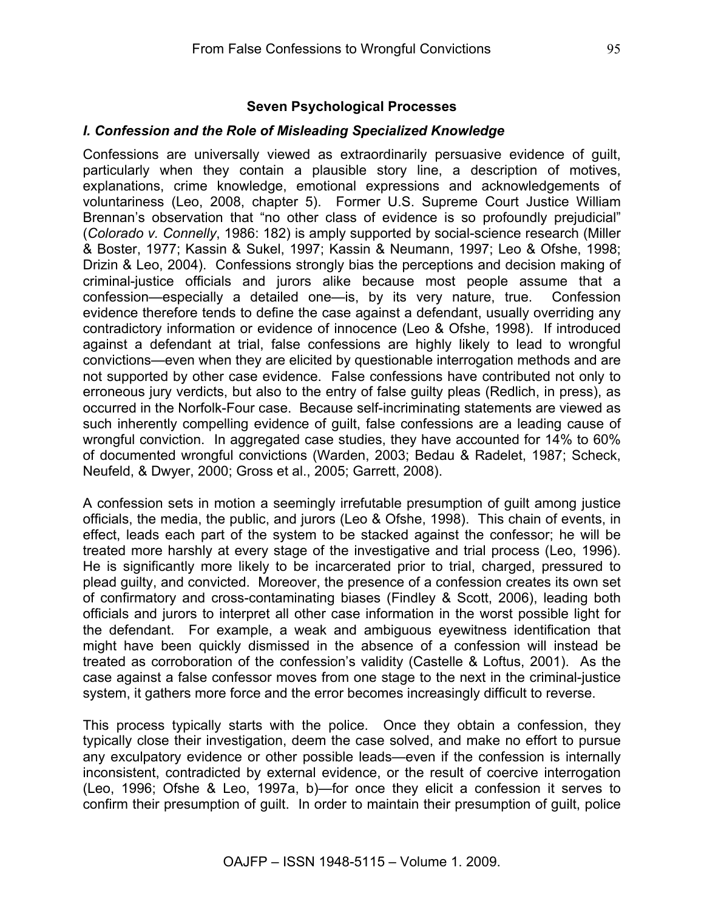## Seven Psychological Processes

### *I. Confession and the Role of Misleading Specialized Knowledge*

Confessions are universally viewed as extraordinarily persuasive evidence of guilt, particularly when they contain a plausible story line, a description of motives, explanations, crime knowledge, emotional expressions and acknowledgements of voluntariness (Leo, 2008, chapter 5). Former U.S. Supreme Court Justice William Brennan's observation that "no other class of evidence is so profoundly prejudicial" (*Colorado v. Connelly*, 1986: 182) is amply supported by social-science research (Miller & Boster, 1977; Kassin & Sukel, 1997; Kassin & Neumann, 1997; Leo & Ofshe, 1998; Drizin & Leo, 2004). Confessions strongly bias the perceptions and decision making of criminal-justice officials and jurors alike because most people assume that a confession—especially a detailed one—is, by its very nature, true. Confession evidence therefore tends to define the case against a defendant, usually overriding any contradictory information or evidence of innocence (Leo & Ofshe, 1998). If introduced against a defendant at trial, false confessions are highly likely to lead to wrongful convictions—even when they are elicited by questionable interrogation methods and are not supported by other case evidence. False confessions have contributed not only to erroneous jury verdicts, but also to the entry of false guilty pleas (Redlich, in press), as occurred in the Norfolk-Four case. Because self-incriminating statements are viewed as such inherently compelling evidence of guilt, false confessions are a leading cause of wrongful conviction. In aggregated case studies, they have accounted for 14% to 60% of documented wrongful convictions (Warden, 2003; Bedau & Radelet, 1987; Scheck, Neufeld, & Dwyer, 2000; Gross et al., 2005; Garrett, 2008).

A confession sets in motion a seemingly irrefutable presumption of guilt among justice officials, the media, the public, and jurors (Leo & Ofshe, 1998). This chain of events, in effect, leads each part of the system to be stacked against the confessor; he will be treated more harshly at every stage of the investigative and trial process (Leo, 1996). He is significantly more likely to be incarcerated prior to trial, charged, pressured to plead guilty, and convicted. Moreover, the presence of a confession creates its own set of confirmatory and cross-contaminating biases (Findley & Scott, 2006), leading both officials and jurors to interpret all other case information in the worst possible light for the defendant. For example, a weak and ambiguous eyewitness identification that might have been quickly dismissed in the absence of a confession will instead be treated as corroboration of the confession's validity (Castelle & Loftus, 2001). As the case against a false confessor moves from one stage to the next in the criminal-justice system, it gathers more force and the error becomes increasingly difficult to reverse.

This process typically starts with the police. Once they obtain a confession, they typically close their investigation, deem the case solved, and make no effort to pursue any exculpatory evidence or other possible leads—even if the confession is internally inconsistent, contradicted by external evidence, or the result of coercive interrogation (Leo, 1996; Ofshe & Leo, 1997a, b)—for once they elicit a confession it serves to confirm their presumption of guilt. In order to maintain their presumption of guilt, police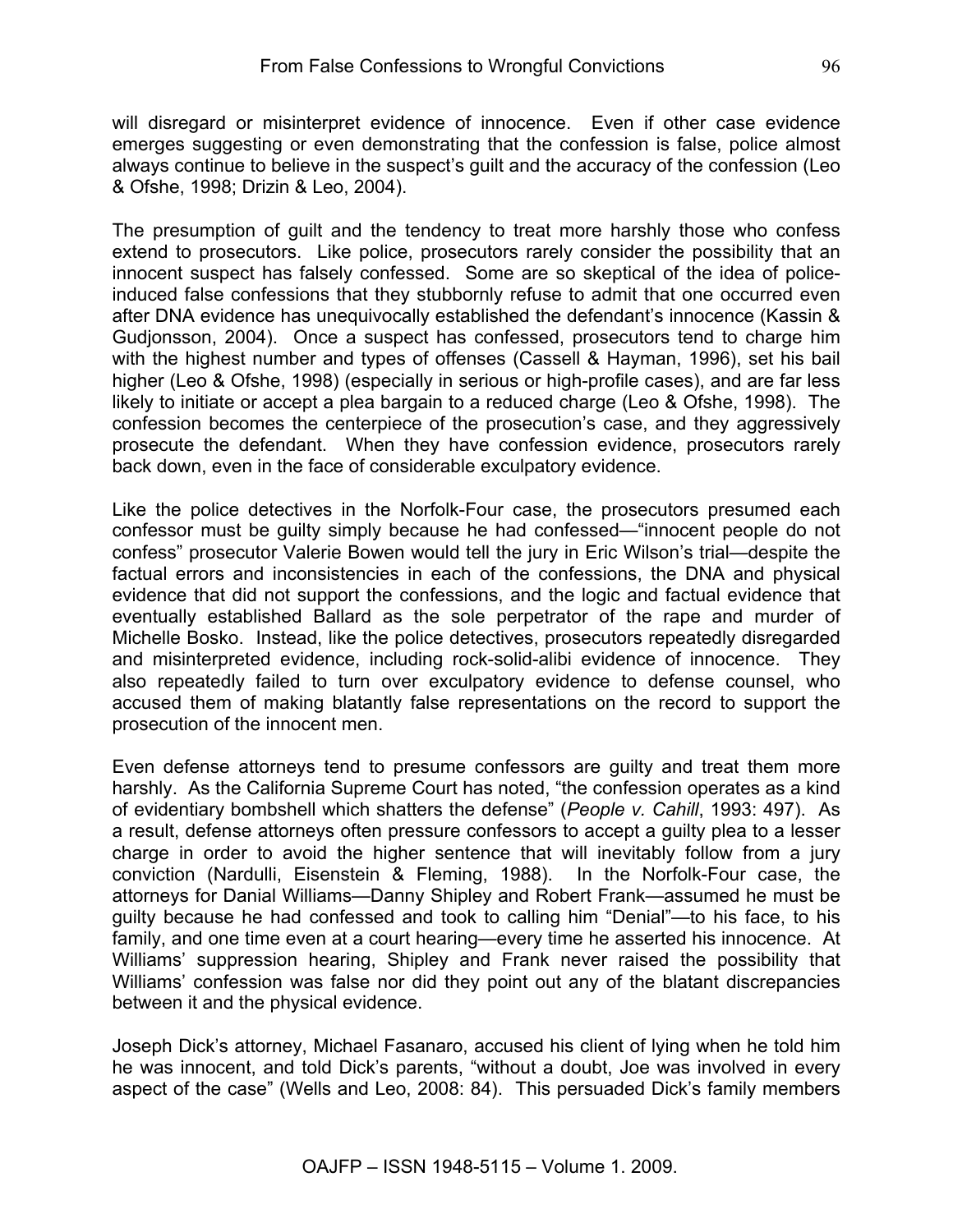will disregard or misinterpret evidence of innocence. Even if other case evidence emerges suggesting or even demonstrating that the confession is false, police almost always continue to believe in the suspect's guilt and the accuracy of the confession (Leo & Ofshe, 1998; Drizin & Leo, 2004).

The presumption of guilt and the tendency to treat more harshly those who confess extend to prosecutors. Like police, prosecutors rarely consider the possibility that an innocent suspect has falsely confessed. Some are so skeptical of the idea of police-induced false confessions that they stubbornly refuse to admit that one occurred even after DNA evidence has unequivocally established the defendant's innocence (Kassin & Gudjonsson, 2004). Once a suspect has confessed, prosecutors tend to charge him with the highest number and types of offenses (Cassell & Hayman, 1996), set his bail higher (Leo & Ofshe, 1998) (especially in serious or high-profile cases), and are far less likely to initiate or accept a plea bargain to a reduced charge (Leo & Ofshe, 1998). The confession becomes the centerpiece of the prosecution's case, and they aggressively prosecute the defendant. When they have confession evidence, prosecutors rarely back down, even in the face of considerable exculpatory evidence.

Like the police detectives in the Norfolk-Four case, the prosecutors presumed each confessor must be guilty simply because he had confessed—"innocent people do not confess" prosecutor Valerie Bowen would tell the jury in Eric Wilson's trial—despite the factual errors and inconsistencies in each of the confessions, the DNA and physical evidence that did not support the confessions, and the logic and factual evidence that eventually established Ballard as the sole perpetrator of the rape and murder of Michelle Bosko. Instead, like the police detectives, prosecutors repeatedly disregarded and misinterpreted evidence, including rock-solid-alibi evidence of innocence. They also repeatedly failed to turn over exculpatory evidence to defense counsel, who accused them of making blatantly false representations on the record to support the prosecution of the innocent men.

Even defense attorneys tend to presume confessors are guilty and treat them more harshly. As the California Supreme Court has noted, "the confession operates as a kind of evidentiary bombshell which shatters the defense" (*People v. Cahill*, 1993: 497). As a result, defense attorneys often pressure confessors to accept a guilty plea to a lesser charge in order to avoid the higher sentence that will inevitably follow from a jury conviction (Nardulli, Eisenstein & Fleming, 1988). In the Norfolk-Four case, the attorneys for Danial Williams—Danny Shipley and Robert Frank—assumed he must be guilty because he had confessed and took to calling him "Denial"—to his face, to his family, and one time even at a court hearing—every time he asserted his innocence. At Williams' suppression hearing, Shipley and Frank never raised the possibility that Williams' confession was false nor did they point out any of the blatant discrepancies between it and the physical evidence.

Joseph Dick's attorney, Michael Fasanaro, accused his client of lying when he told him he was innocent, and told Dick's parents, "without a doubt, Joe was involved in every aspect of the case" (Wells and Leo, 2008: 84). This persuaded Dick's family members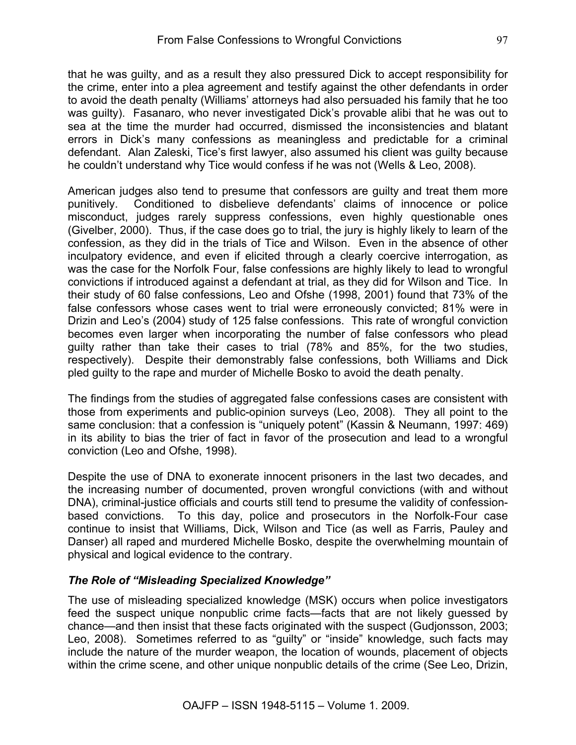that he was guilty, and as a result they also pressured Dick to accept responsibility for the crime, enter into a plea agreement and testify against the other defendants in order to avoid the death penalty (Williams' attorneys had also persuaded his family that he too was guilty). Fasanaro, who never investigated Dick's provable alibi that he was out to sea at the time the murder had occurred, dismissed the inconsistencies and blatant errors in Dick's many confessions as meaningless and predictable for a criminal defendant. Alan Zaleski, Tice's first lawyer, also assumed his client was guilty because he couldn't understand why Tice would confess if he was not (Wells & Leo, 2008).

American judges also tend to presume that confessors are guilty and treat them more punitively. Conditioned to disbelieve defendants' claims of innocence or police misconduct, judges rarely suppress confessions, even highly questionable ones (Givelber, 2000). Thus, if the case does go to trial, the jury is highly likely to learn of the confession, as they did in the trials of Tice and Wilson. Even in the absence of other inculpatory evidence, and even if elicited through a clearly coercive interrogation, as was the case for the Norfolk Four, false confessions are highly likely to lead to wrongful convictions if introduced against a defendant at trial, as they did for Wilson and Tice. In their study of 60 false confessions, Leo and Ofshe (1998, 2001) found that 73% of the false confessors whose cases went to trial were erroneously convicted; 81% were in Drizin and Leo's (2004) study of 125 false confessions. This rate of wrongful conviction becomes even larger when incorporating the number of false confessors who plead guilty rather than take their cases to trial (78% and 85%, for the two studies, respectively). Despite their demonstrably false confessions, both Williams and Dick pled guilty to the rape and murder of Michelle Bosko to avoid the death penalty.

The findings from the studies of aggregated false confessions cases are consistent with those from experiments and public-opinion surveys (Leo, 2008). They all point to the same conclusion: that a confession is "uniquely potent" (Kassin & Neumann, 1997: 469) in its ability to bias the trier of fact in favor of the prosecution and lead to a wrongful conviction (Leo and Ofshe, 1998).

Despite the use of DNA to exonerate innocent prisoners in the last two decades, and the increasing number of documented, proven wrongful convictions (with and without DNA), criminal-justice officials and courts still tend to presume the validity of confession-based convictions. To this day, police and prosecutors in the Norfolk-Four case continue to insist that Williams, Dick, Wilson and Tice (as well as Farris, Pauley and Danser) all raped and murdered Michelle Bosko, despite the overwhelming mountain of physical and logical evidence to the contrary.

### *The Role of "Misleading Specialized Knowledge"*

The use of misleading specialized knowledge (MSK) occurs when police investigators feed the suspect unique nonpublic crime facts—facts that are not likely guessed by chance—and then insist that these facts originated with the suspect (Gudjonsson, 2003; Leo, 2008). Sometimes referred to as "guilty" or "inside" knowledge, such facts may include the nature of the murder weapon, the location of wounds, placement of objects within the crime scene, and other unique nonpublic details of the crime (See Leo, Drizin,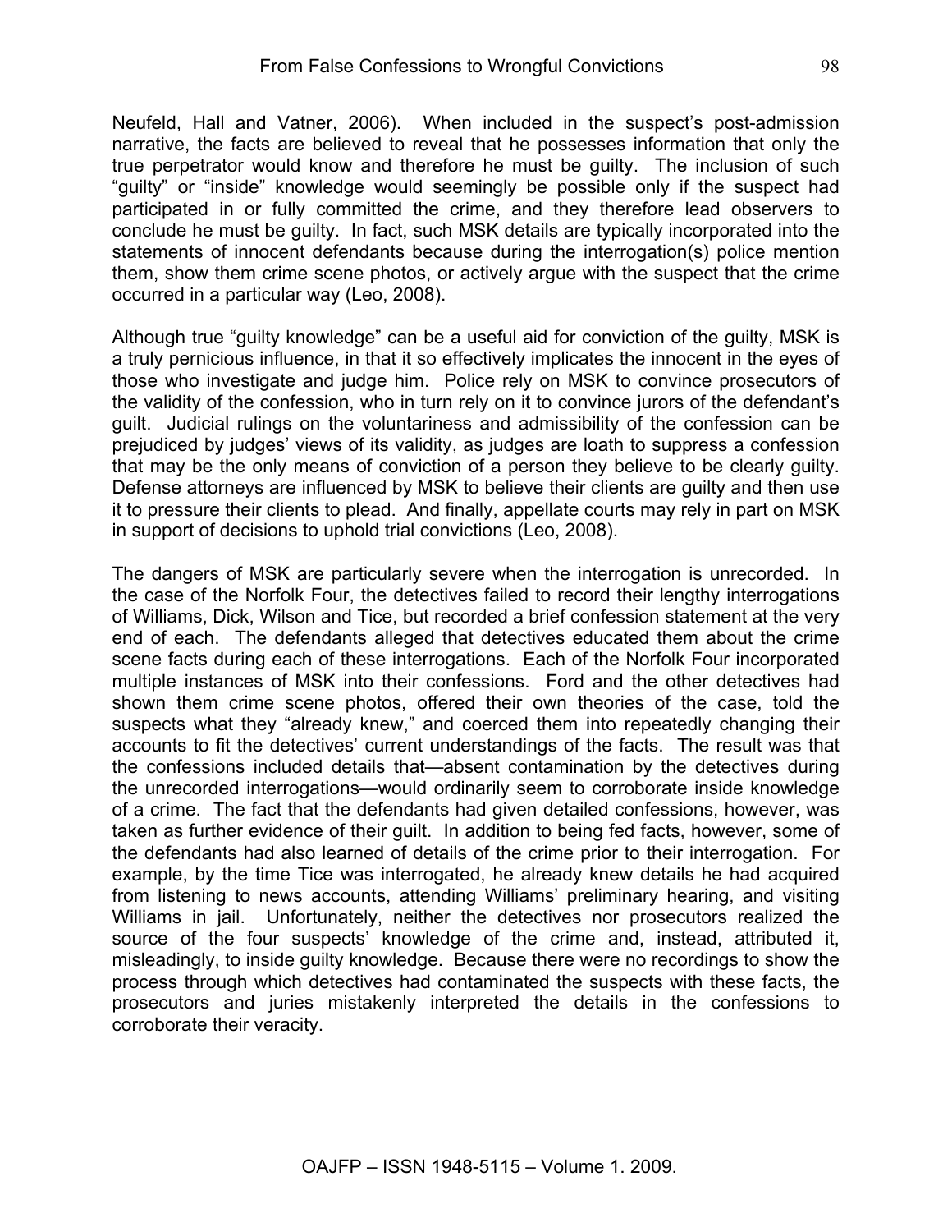Neufeld, Hall and Vatner, 2006). When included in the suspect's post-admission narrative, the facts are believed to reveal that he possesses information that only the true perpetrator would know and therefore he must be guilty. The inclusion of such "guilty" or "inside" knowledge would seemingly be possible only if the suspect had participated in or fully committed the crime, and they therefore lead observers to conclude he must be guilty. In fact, such MSK details are typically incorporated into the statements of innocent defendants because during the interrogation(s) police mention them, show them crime scene photos, or actively argue with the suspect that the crime occurred in a particular way (Leo, 2008).

Although true "guilty knowledge" can be a useful aid for conviction of the guilty, MSK is a truly pernicious influence, in that it so effectively implicates the innocent in the eyes of those who investigate and judge him. Police rely on MSK to convince prosecutors of the validity of the confession, who in turn rely on it to convince jurors of the defendant's guilt. Judicial rulings on the voluntariness and admissibility of the confession can be prejudiced by judges' views of its validity, as judges are loath to suppress a confession that may be the only means of conviction of a person they believe to be clearly guilty. Defense attorneys are influenced by MSK to believe their clients are guilty and then use it to pressure their clients to plead. And finally, appellate courts may rely in part on MSK in support of decisions to uphold trial convictions (Leo, 2008).

The dangers of MSK are particularly severe when the interrogation is unrecorded. In the case of the Norfolk Four, the detectives failed to record their lengthy interrogations of Williams, Dick, Wilson and Tice, but recorded a brief confession statement at the very end of each. The defendants alleged that detectives educated them about the crime scene facts during each of these interrogations. Each of the Norfolk Four incorporated multiple instances of MSK into their confessions. Ford and the other detectives had shown them crime scene photos, offered their own theories of the case, told the suspects what they "already knew," and coerced them into repeatedly changing their accounts to fit the detectives' current understandings of the facts. The result was that the confessions included details that—absent contamination by the detectives during the unrecorded interrogations—would ordinarily seem to corroborate inside knowledge of a crime. The fact that the defendants had given detailed confessions, however, was taken as further evidence of their guilt. In addition to being fed facts, however, some of the defendants had also learned of details of the crime prior to their interrogation. For example, by the time Tice was interrogated, he already knew details he had acquired from listening to news accounts, attending Williams' preliminary hearing, and visiting Williams in jail. Unfortunately, neither the detectives nor prosecutors realized the source of the four suspects' knowledge of the crime and, instead, attributed it, misleadingly, to inside guilty knowledge. Because there were no recordings to show the process through which detectives had contaminated the suspects with these facts, the prosecutors and juries mistakenly interpreted the details in the confessions to corroborate their veracity.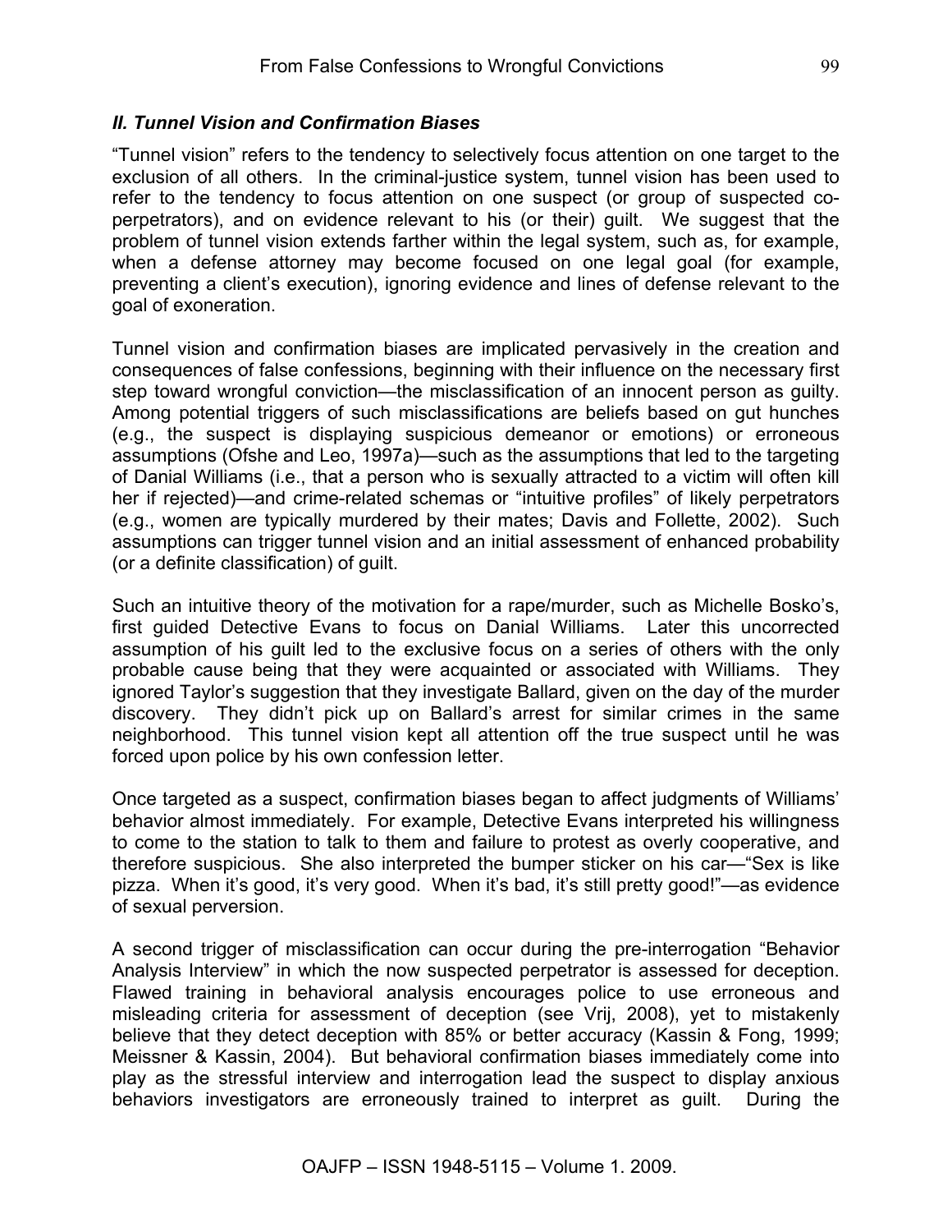### *II. Tunnel Vision and Confirmation Biases*

"Tunnel vision" refers to the tendency to selectively focus attention on one target to the exclusion of all others. In the criminal-justice system, tunnel vision has been used to refer to the tendency to focus attention on one suspect (or group of suspected co-perpetrators), and on evidence relevant to his (or their) guilt. We suggest that the problem of tunnel vision extends farther within the legal system, such as, for example, when a defense attorney may become focused on one legal goal (for example, preventing a client's execution), ignoring evidence and lines of defense relevant to the goal of exoneration.

Tunnel vision and confirmation biases are implicated pervasively in the creation and consequences of false confessions, beginning with their influence on the necessary first step toward wrongful conviction—the misclassification of an innocent person as guilty. Among potential triggers of such misclassifications are beliefs based on gut hunches (e.g., the suspect is displaying suspicious demeanor or emotions) or erroneous assumptions (Ofshe and Leo, 1997a)—such as the assumptions that led to the targeting of Danial Williams (i.e., that a person who is sexually attracted to a victim will often kill her if rejected)—and crime-related schemas or "intuitive profiles" of likely perpetrators (e.g., women are typically murdered by their mates; Davis and Follette, 2002). Such assumptions can trigger tunnel vision and an initial assessment of enhanced probability (or a definite classification) of guilt.

Such an intuitive theory of the motivation for a rape/murder, such as Michelle Bosko's, first guided Detective Evans to focus on Danial Williams. Later this uncorrected assumption of his guilt led to the exclusive focus on a series of others with the only probable cause being that they were acquainted or associated with Williams. They ignored Taylor's suggestion that they investigate Ballard, given on the day of the murder discovery. They didn't pick up on Ballard's arrest for similar crimes in the same neighborhood. This tunnel vision kept all attention off the true suspect until he was forced upon police by his own confession letter.

Once targeted as a suspect, confirmation biases began to affect judgments of Williams' behavior almost immediately. For example, Detective Evans interpreted his willingness to come to the station to talk to them and failure to protest as overly cooperative, and therefore suspicious. She also interpreted the bumper sticker on his car—"Sex is like pizza. When it's good, it's very good. When it's bad, it's still pretty good!"—as evidence of sexual perversion.

A second trigger of misclassification can occur during the pre-interrogation "Behavior Analysis Interview" in which the now suspected perpetrator is assessed for deception. Flawed training in behavioral analysis encourages police to use erroneous and misleading criteria for assessment of deception (see Vrij, 2008), yet to mistakenly believe that they detect deception with 85% or better accuracy (Kassin & Fong, 1999; Meissner & Kassin, 2004). But behavioral confirmation biases immediately come into play as the stressful interview and interrogation lead the suspect to display anxious behaviors investigators are erroneously trained to interpret as guilt. During the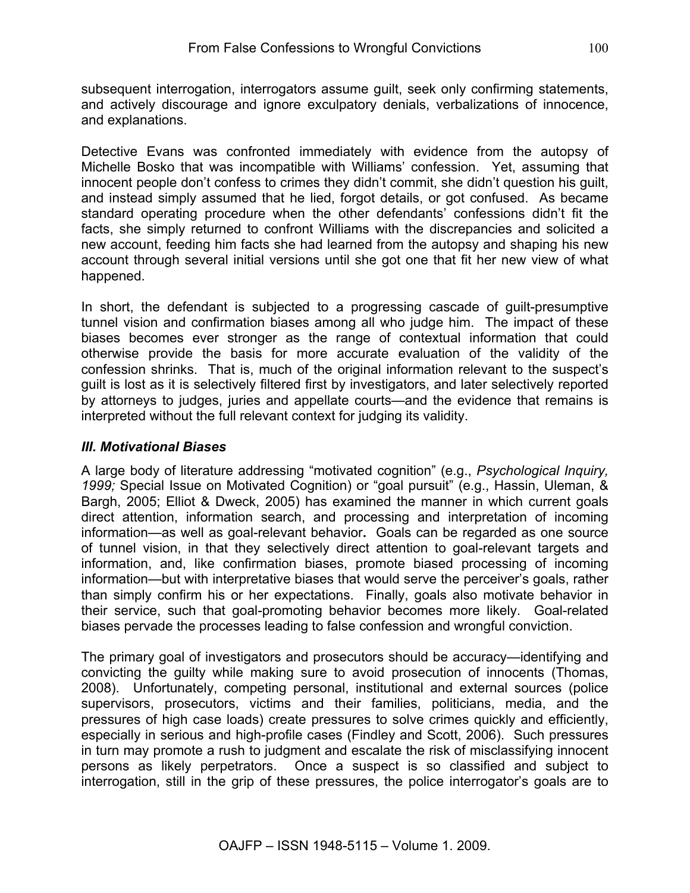subsequent interrogation, interrogators assume guilt, seek only confirming statements, and actively discourage and ignore exculpatory denials, verbalizations of innocence, and explanations.

Detective Evans was confronted immediately with evidence from the autopsy of Michelle Bosko that was incompatible with Williams' confession. Yet, assuming that innocent people don't confess to crimes they didn't commit, she didn't question his guilt, and instead simply assumed that he lied, forgot details, or got confused. As became standard operating procedure when the other defendants' confessions didn't fit the facts, she simply returned to confront Williams with the discrepancies and solicited a new account, feeding him facts she had learned from the autopsy and shaping his new account through several initial versions until she got one that fit her new view of what happened.

In short, the defendant is subjected to a progressing cascade of guilt-presumptive tunnel vision and confirmation biases among all who judge him. The impact of these biases becomes ever stronger as the range of contextual information that could otherwise provide the basis for more accurate evaluation of the validity of the confession shrinks. That is, much of the original information relevant to the suspect's guilt is lost as it is selectively filtered first by investigators, and later selectively reported by attorneys to judges, juries and appellate courts—and the evidence that remains is interpreted without the full relevant context for judging its validity.

### *III. Motivational Biases*

A large body of literature addressing "motivated cognition" (e.g., *Psychological Inquiry, 1999;* Special Issue on Motivated Cognition) or "goal pursuit" (e.g., Hassin, Uleman, & Bargh, 2005; Elliot & Dweck, 2005) has examined the manner in which current goals direct attention, information search, and processing and interpretation of incoming information—as well as goal-relevant behavior**.** Goals can be regarded as one source of tunnel vision, in that they selectively direct attention to goal-relevant targets and information, and, like confirmation biases, promote biased processing of incoming information—but with interpretative biases that would serve the perceiver's goals, rather than simply confirm his or her expectations. Finally, goals also motivate behavior in their service, such that goal-promoting behavior becomes more likely. Goal-related biases pervade the processes leading to false confession and wrongful conviction.

The primary goal of investigators and prosecutors should be accuracy—identifying and convicting the guilty while making sure to avoid prosecution of innocents (Thomas, 2008). Unfortunately, competing personal, institutional and external sources (police supervisors, prosecutors, victims and their families, politicians, media, and the pressures of high case loads) create pressures to solve crimes quickly and efficiently, especially in serious and high-profile cases (Findley and Scott, 2006). Such pressures in turn may promote a rush to judgment and escalate the risk of misclassifying innocent persons as likely perpetrators. Once a suspect is so classified and subject to interrogation, still in the grip of these pressures, the police interrogator's goals are to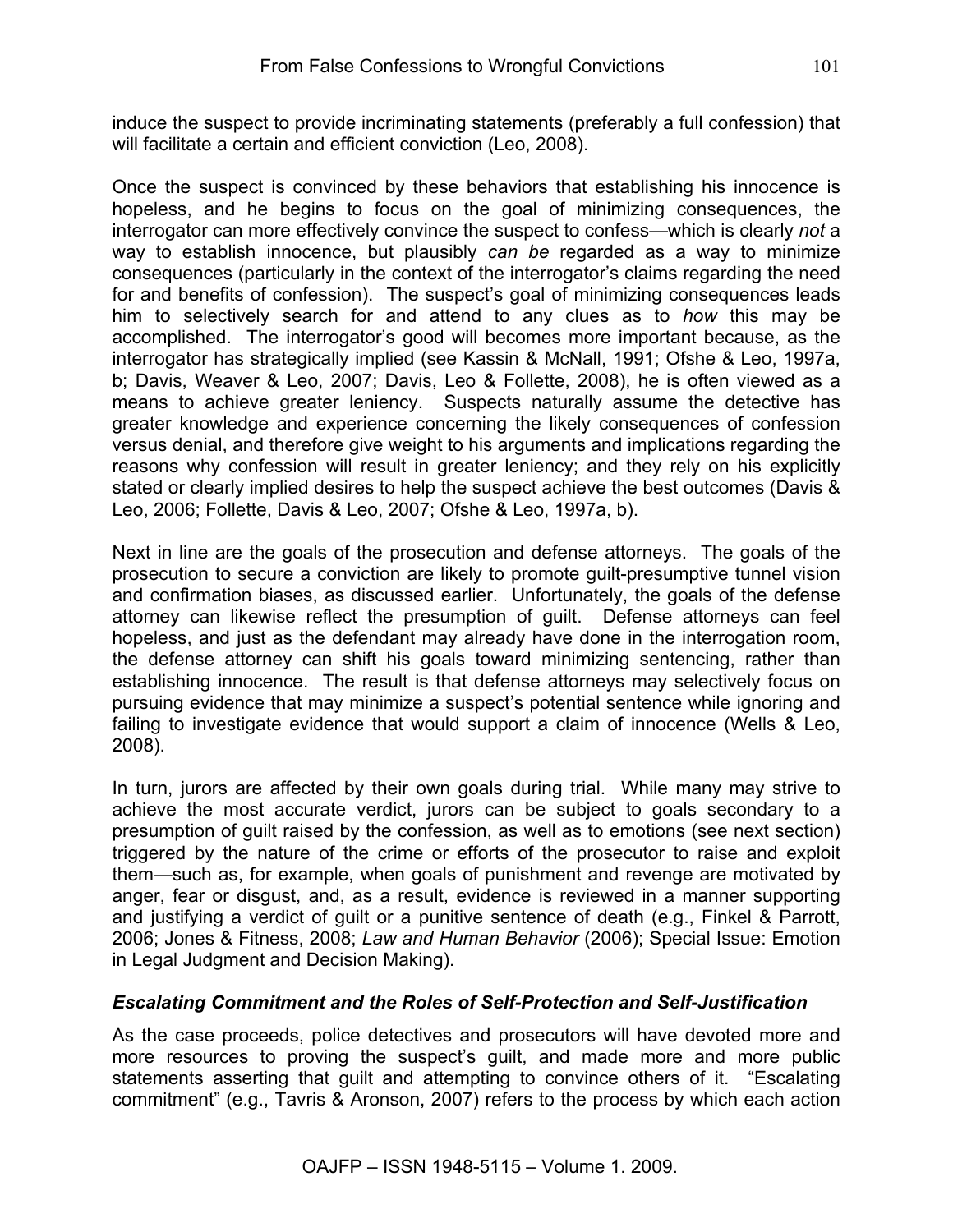induce the suspect to provide incriminating statements (preferably a full confession) that will facilitate a certain and efficient conviction (Leo, 2008).

Once the suspect is convinced by these behaviors that establishing his innocence is hopeless, and he begins to focus on the goal of minimizing consequences, the interrogator can more effectively convince the suspect to confess—which is clearly *not* a way to establish innocence, but plausibly *can be* regarded as a way to minimize consequences (particularly in the context of the interrogator's claims regarding the need for and benefits of confession). The suspect's goal of minimizing consequences leads him to selectively search for and attend to any clues as to *how* this may be accomplished. The interrogator's good will becomes more important because, as the interrogator has strategically implied (see Kassin & McNall, 1991; Ofshe & Leo, 1997a, b; Davis, Weaver & Leo, 2007; Davis, Leo & Follette, 2008), he is often viewed as a means to achieve greater leniency. Suspects naturally assume the detective has greater knowledge and experience concerning the likely consequences of confession versus denial, and therefore give weight to his arguments and implications regarding the reasons why confession will result in greater leniency; and they rely on his explicitly stated or clearly implied desires to help the suspect achieve the best outcomes (Davis & Leo, 2006; Follette, Davis & Leo, 2007; Ofshe & Leo, 1997a, b).

Next in line are the goals of the prosecution and defense attorneys. The goals of the prosecution to secure a conviction are likely to promote guilt-presumptive tunnel vision and confirmation biases, as discussed earlier. Unfortunately, the goals of the defense attorney can likewise reflect the presumption of guilt. Defense attorneys can feel hopeless, and just as the defendant may already have done in the interrogation room, the defense attorney can shift his goals toward minimizing sentencing, rather than establishing innocence. The result is that defense attorneys may selectively focus on pursuing evidence that may minimize a suspect's potential sentence while ignoring and failing to investigate evidence that would support a claim of innocence (Wells & Leo, 2008).

In turn, jurors are affected by their own goals during trial. While many may strive to achieve the most accurate verdict, jurors can be subject to goals secondary to a presumption of guilt raised by the confession, as well as to emotions (see next section) triggered by the nature of the crime or efforts of the prosecutor to raise and exploit them—such as, for example, when goals of punishment and revenge are motivated by anger, fear or disgust, and, as a result, evidence is reviewed in a manner supporting and justifying a verdict of guilt or a punitive sentence of death (e.g., Finkel & Parrott, 2006; Jones & Fitness, 2008; *Law and Human Behavior* (2006); Special Issue: Emotion in Legal Judgment and Decision Making).

### *Escalating Commitment and the Roles of Self-Protection and Self-Justification*

As the case proceeds, police detectives and prosecutors will have devoted more and more resources to proving the suspect's guilt, and made more and more public statements asserting that guilt and attempting to convince others of it. "Escalating commitment" (e.g., Tavris & Aronson, 2007) refers to the process by which each action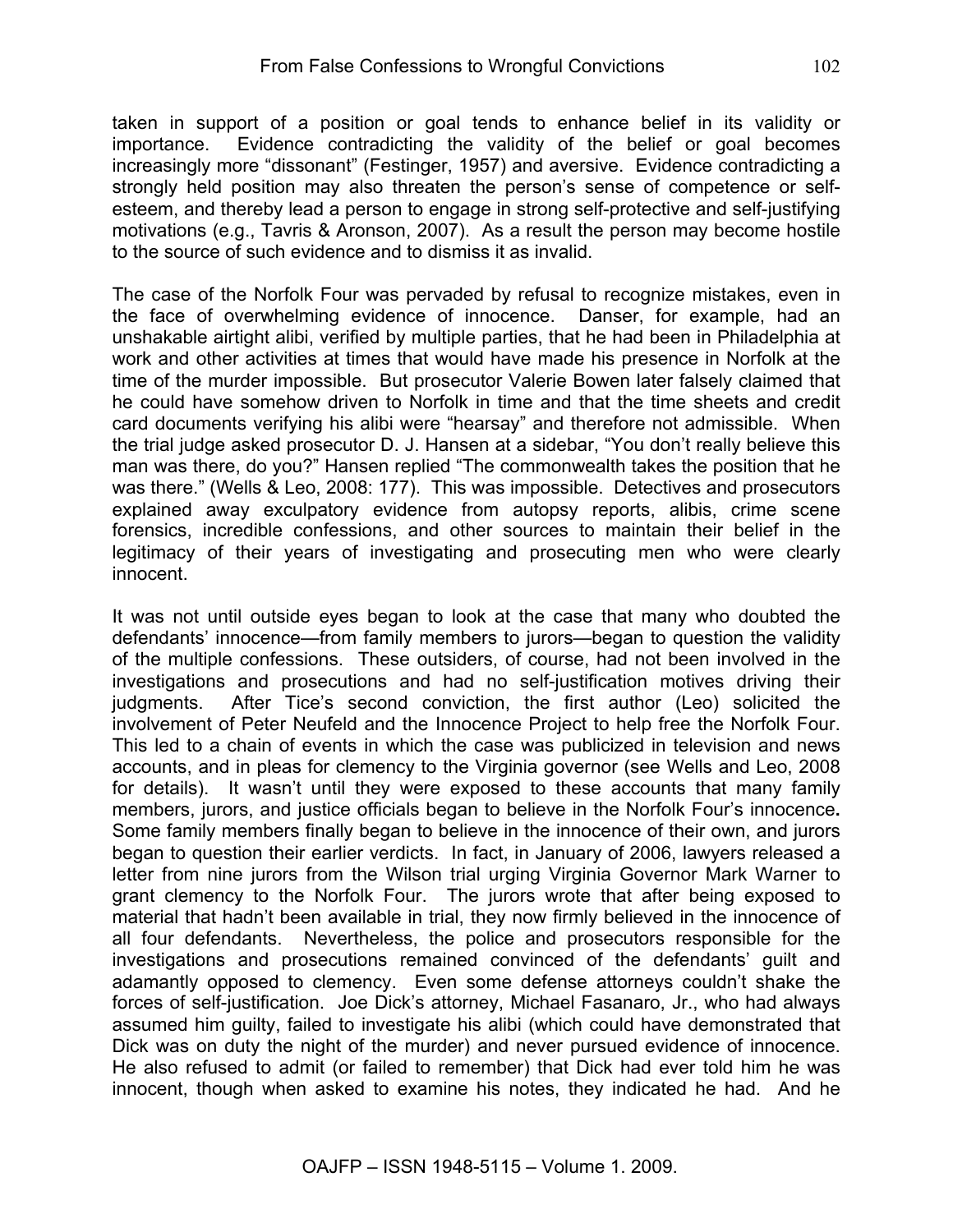taken in support of a position or goal tends to enhance belief in its validity or importance. Evidence contradicting the validity of the belief or goal becomes increasingly more "dissonant" (Festinger, 1957) and aversive. Evidence contradicting a strongly held position may also threaten the person's sense of competence or self-esteem, and thereby lead a person to engage in strong self-protective and self-justifying motivations (e.g., Tavris & Aronson, 2007). As a result the person may become hostile to the source of such evidence and to dismiss it as invalid.

The case of the Norfolk Four was pervaded by refusal to recognize mistakes, even in the face of overwhelming evidence of innocence. Danser, for example, had an unshakable airtight alibi, verified by multiple parties, that he had been in Philadelphia at work and other activities at times that would have made his presence in Norfolk at the time of the murder impossible. But prosecutor Valerie Bowen later falsely claimed that he could have somehow driven to Norfolk in time and that the time sheets and credit card documents verifying his alibi were "hearsay" and therefore not admissible. When the trial judge asked prosecutor D. J. Hansen at a sidebar, "You don't really believe this man was there, do you?" Hansen replied "The commonwealth takes the position that he was there." (Wells & Leo, 2008: 177). This was impossible. Detectives and prosecutors explained away exculpatory evidence from autopsy reports, alibis, crime scene forensics, incredible confessions, and other sources to maintain their belief in the legitimacy of their years of investigating and prosecuting men who were clearly innocent.

It was not until outside eyes began to look at the case that many who doubted the defendants' innocence—from family members to jurors—began to question the validity of the multiple confessions. These outsiders, of course, had not been involved in the investigations and prosecutions and had no self-justification motives driving their judgments. After Tice's second conviction, the first author (Leo) solicited the involvement of Peter Neufeld and the Innocence Project to help free the Norfolk Four. This led to a chain of events in which the case was publicized in television and news accounts, and in pleas for clemency to the Virginia governor (see Wells and Leo, 2008 for details). It wasn't until they were exposed to these accounts that many family members, jurors, and justice officials began to believe in the Norfolk Four's innocence**.** Some family members finally began to believe in the innocence of their own, and jurors began to question their earlier verdicts. In fact, in January of 2006, lawyers released a letter from nine jurors from the Wilson trial urging Virginia Governor Mark Warner to grant clemency to the Norfolk Four. The jurors wrote that after being exposed to material that hadn't been available in trial, they now firmly believed in the innocence of all four defendants. Nevertheless, the police and prosecutors responsible for the investigations and prosecutions remained convinced of the defendants' guilt and adamantly opposed to clemency. Even some defense attorneys couldn't shake the forces of self-justification. Joe Dick's attorney, Michael Fasanaro, Jr., who had always assumed him guilty, failed to investigate his alibi (which could have demonstrated that Dick was on duty the night of the murder) and never pursued evidence of innocence. He also refused to admit (or failed to remember) that Dick had ever told him he was innocent, though when asked to examine his notes, they indicated he had. And he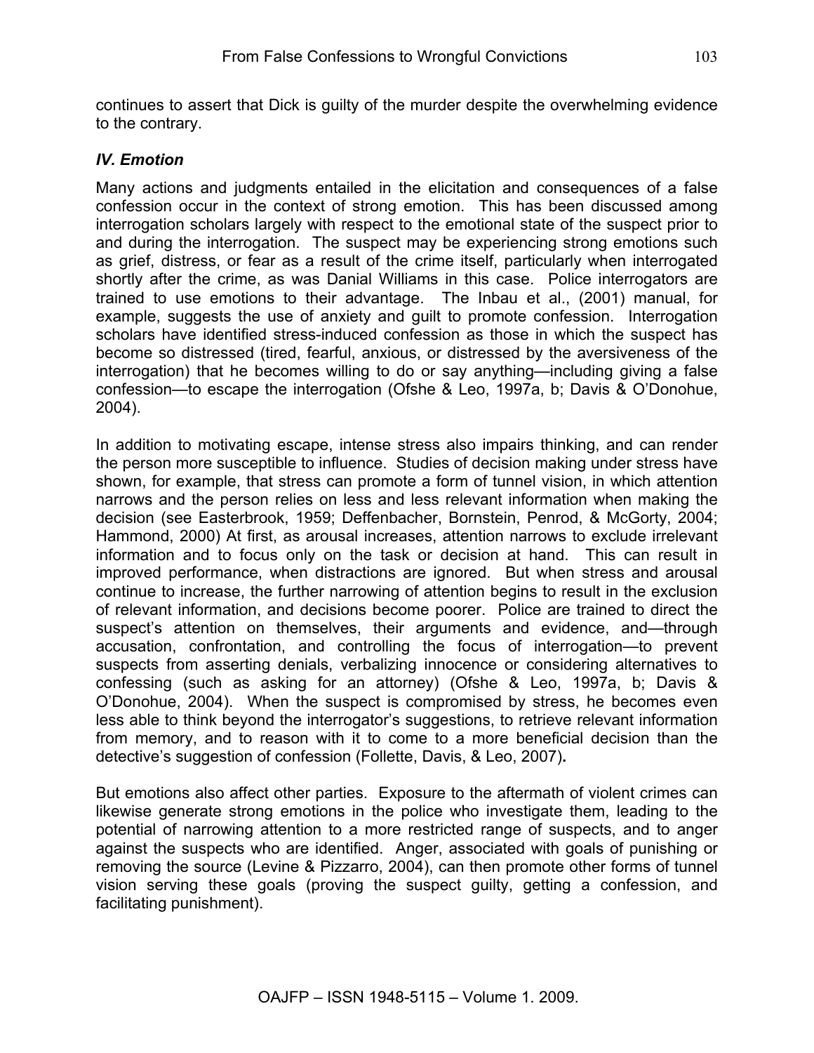continues to assert that Dick is guilty of the murder despite the overwhelming evidence to the contrary.

### *IV. Emotion*

Many actions and judgments entailed in the elicitation and consequences of a false confession occur in the context of strong emotion. This has been discussed among interrogation scholars largely with respect to the emotional state of the suspect prior to and during the interrogation. The suspect may be experiencing strong emotions such as grief, distress, or fear as a result of the crime itself, particularly when interrogated shortly after the crime, as was Danial Williams in this case. Police interrogators are trained to use emotions to their advantage. The Inbau et al., (2001) manual, for example, suggests the use of anxiety and guilt to promote confession. Interrogation scholars have identified stress-induced confession as those in which the suspect has become so distressed (tired, fearful, anxious, or distressed by the aversiveness of the interrogation) that he becomes willing to do or say anything—including giving a false confession—to escape the interrogation (Ofshe & Leo, 1997a, b; Davis & O'Donohue, 2004).

In addition to motivating escape, intense stress also impairs thinking, and can render the person more susceptible to influence. Studies of decision making under stress have shown, for example, that stress can promote a form of tunnel vision, in which attention narrows and the person relies on less and less relevant information when making the decision (see Easterbrook, 1959; Deffenbacher, Bornstein, Penrod, & McGorty, 2004; Hammond, 2000) At first, as arousal increases, attention narrows to exclude irrelevant information and to focus only on the task or decision at hand. This can result in improved performance, when distractions are ignored. But when stress and arousal continue to increase, the further narrowing of attention begins to result in the exclusion of relevant information, and decisions become poorer. Police are trained to direct the suspect's attention on themselves, their arguments and evidence, and—through accusation, confrontation, and controlling the focus of interrogation—to prevent suspects from asserting denials, verbalizing innocence or considering alternatives to confessing (such as asking for an attorney) (Ofshe & Leo, 1997a, b; Davis & O'Donohue, 2004). When the suspect is compromised by stress, he becomes even less able to think beyond the interrogator's suggestions, to retrieve relevant information from memory, and to reason with it to come to a more beneficial decision than the detective's suggestion of confession (Follette, Davis, & Leo, 2007).

But emotions also affect other parties. Exposure to the aftermath of violent crimes can likewise generate strong emotions in the police who investigate them, leading to the potential of narrowing attention to a more restricted range of suspects, and to anger against the suspects who are identified. Anger, associated with goals of punishing or removing the source (Levine & Pizzarro, 2004), can then promote other forms of tunnel vision serving these goals (proving the suspect guilty, getting a confession, and facilitating punishment).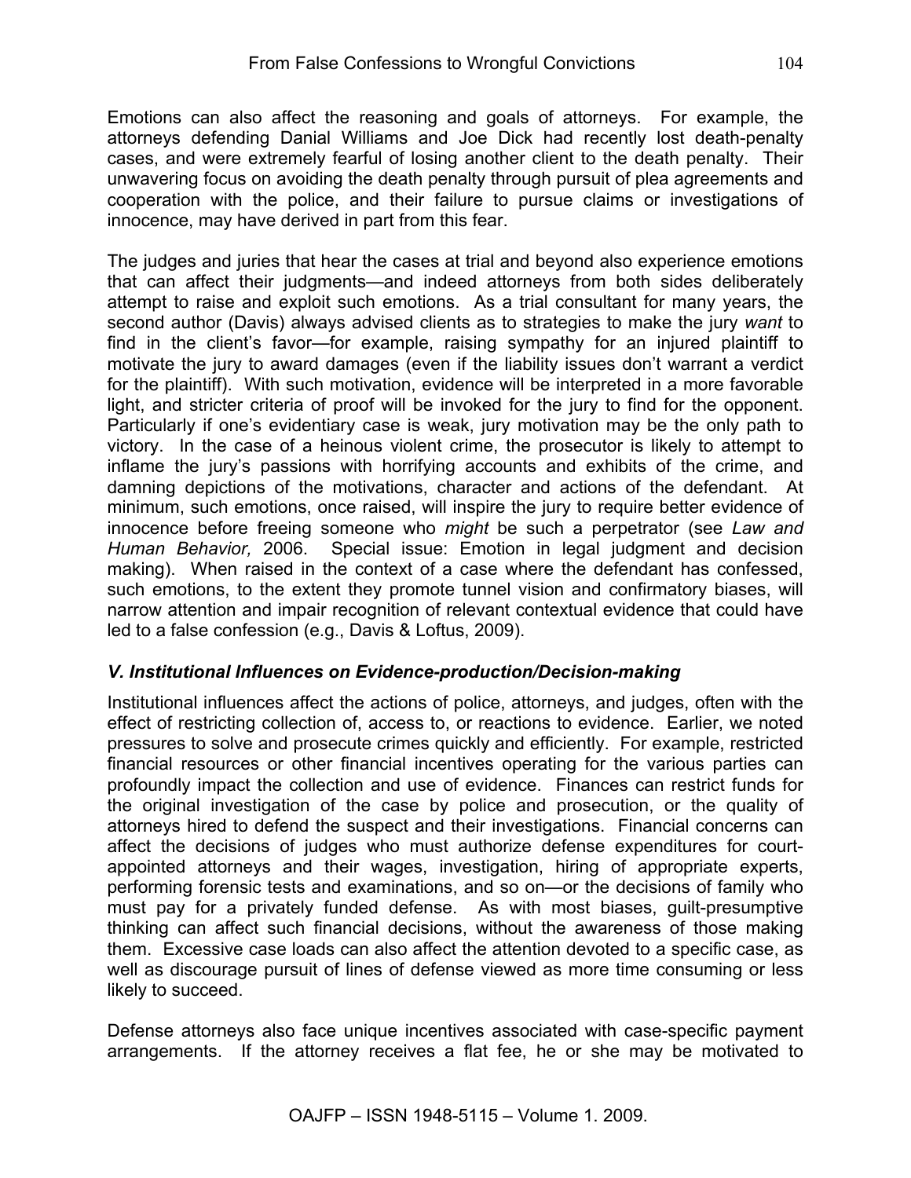Emotions can also affect the reasoning and goals of attorneys. For example, the attorneys defending Danial Williams and Joe Dick had recently lost death-penalty cases, and were extremely fearful of losing another client to the death penalty. Their unwavering focus on avoiding the death penalty through pursuit of plea agreements and cooperation with the police, and their failure to pursue claims or investigations of innocence, may have derived in part from this fear.

The judges and juries that hear the cases at trial and beyond also experience emotions that can affect their judgments—and indeed attorneys from both sides deliberately attempt to raise and exploit such emotions. As a trial consultant for many years, the second author (Davis) always advised clients as to strategies to make the jury *want* to find in the client's favor—for example, raising sympathy for an injured plaintiff to motivate the jury to award damages (even if the liability issues don't warrant a verdict for the plaintiff). With such motivation, evidence will be interpreted in a more favorable light, and stricter criteria of proof will be invoked for the jury to find for the opponent. Particularly if one's evidentiary case is weak, jury motivation may be the only path to victory. In the case of a heinous violent crime, the prosecutor is likely to attempt to inflame the jury's passions with horrifying accounts and exhibits of the crime, and damning depictions of the motivations, character and actions of the defendant. At minimum, such emotions, once raised, will inspire the jury to require better evidence of innocence before freeing someone who *might* be such a perpetrator (see *Law and Human Behavior,* 2006. Special issue: Emotion in legal judgment and decision making). When raised in the context of a case where the defendant has confessed, such emotions, to the extent they promote tunnel vision and confirmatory biases, will narrow attention and impair recognition of relevant contextual evidence that could have led to a false confession (e.g., Davis & Loftus, 2009).

### *V. Institutional Influences on Evidence-production/Decision-making*

Institutional influences affect the actions of police, attorneys, and judges, often with the effect of restricting collection of, access to, or reactions to evidence. Earlier, we noted pressures to solve and prosecute crimes quickly and efficiently. For example, restricted financial resources or other financial incentives operating for the various parties can profoundly impact the collection and use of evidence. Finances can restrict funds for the original investigation of the case by police and prosecution, or the quality of attorneys hired to defend the suspect and their investigations. Financial concerns can affect the decisions of judges who must authorize defense expenditures for court-appointed attorneys and their wages, investigation, hiring of appropriate experts, performing forensic tests and examinations, and so on—or the decisions of family who must pay for a privately funded defense. As with most biases, guilt-presumptive thinking can affect such financial decisions, without the awareness of those making them. Excessive case loads can also affect the attention devoted to a specific case, as well as discourage pursuit of lines of defense viewed as more time consuming or less likely to succeed.

Defense attorneys also face unique incentives associated with case-specific payment arrangements. If the attorney receives a flat fee, he or she may be motivated to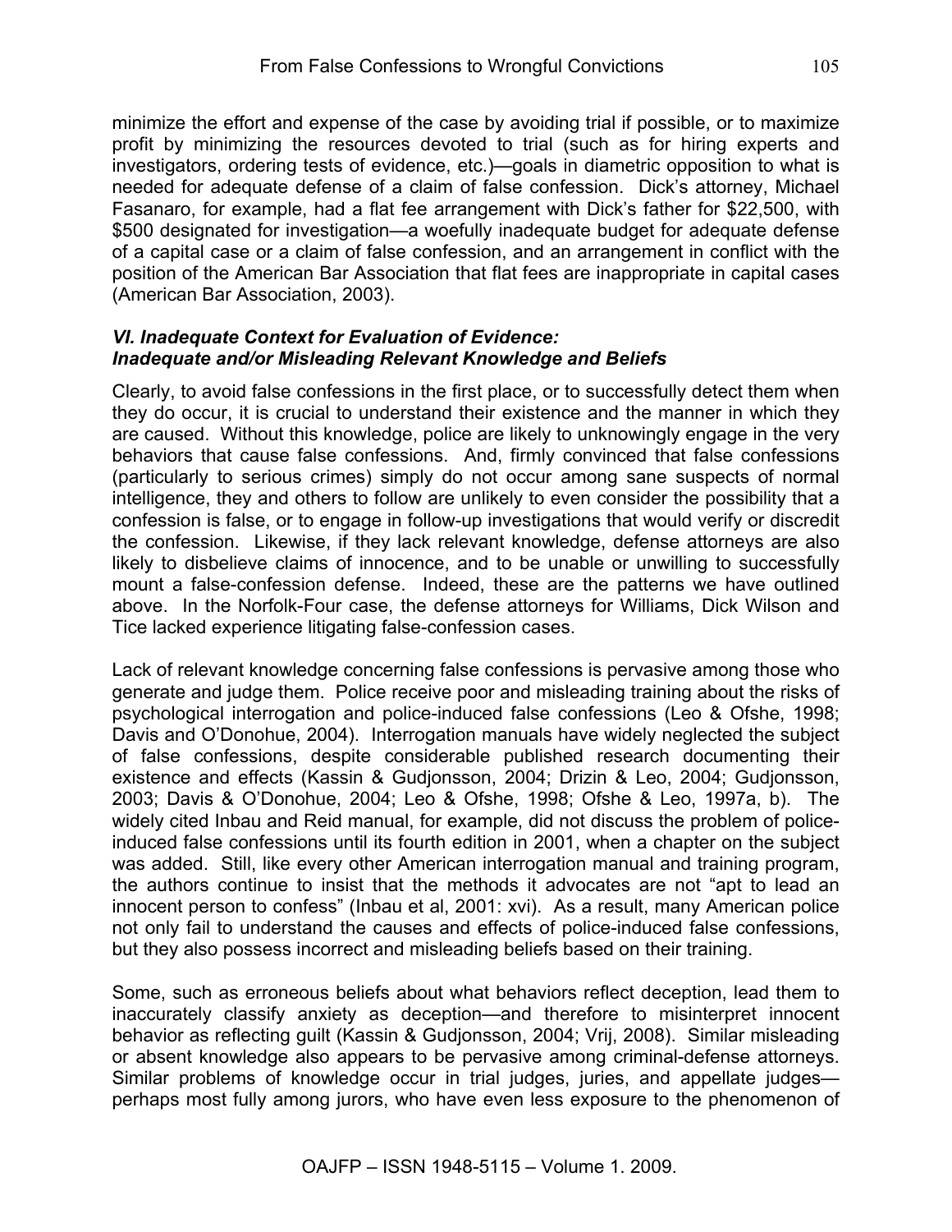minimize the effort and expense of the case by avoiding trial if possible, or to maximize profit by minimizing the resources devoted to trial (such as for hiring experts and investigators, ordering tests of evidence, etc.)—goals in diametric opposition to what is needed for adequate defense of a claim of false confession. Dick's attorney, Michael Fasanaro, for example, had a flat fee arrangement with Dick's father for $22,500, with $500 designated for investigation—a woefully inadequate budget for adequate defense of a capital case or a claim of false confession, and an arrangement in conflict with the position of the American Bar Association that flat fees are inappropriate in capital cases (American Bar Association, 2003).

### *VI. Inadequate Context for Evaluation of Evidence: Inadequate and/or Misleading Relevant Knowledge and Beliefs*

Clearly, to avoid false confessions in the first place, or to successfully detect them when they do occur, it is crucial to understand their existence and the manner in which they are caused. Without this knowledge, police are likely to unknowingly engage in the very behaviors that cause false confessions. And, firmly convinced that false confessions (particularly to serious crimes) simply do not occur among sane suspects of normal intelligence, they and others to follow are unlikely to even consider the possibility that a confession is false, or to engage in follow-up investigations that would verify or discredit the confession. Likewise, if they lack relevant knowledge, defense attorneys are also likely to disbelieve claims of innocence, and to be unable or unwilling to successfully mount a false-confession defense. Indeed, these are the patterns we have outlined above. In the Norfolk-Four case, the defense attorneys for Williams, Dick Wilson and Tice lacked experience litigating false-confession cases.

Lack of relevant knowledge concerning false confessions is pervasive among those who generate and judge them. Police receive poor and misleading training about the risks of psychological interrogation and police-induced false confessions (Leo & Ofshe, 1998; Davis and O'Donohue, 2004). Interrogation manuals have widely neglected the subject of false confessions, despite considerable published research documenting their existence and effects (Kassin & Gudjonsson, 2004; Drizin & Leo, 2004; Gudjonsson, 2003; Davis & O'Donohue, 2004; Leo & Ofshe, 1998; Ofshe & Leo, 1997a, b). The widely cited Inbau and Reid manual, for example, did not discuss the problem of police-induced false confessions until its fourth edition in 2001, when a chapter on the subject was added. Still, like every other American interrogation manual and training program, the authors continue to insist that the methods it advocates are not "apt to lead an innocent person to confess" (Inbau et al, 2001: xvi). As a result, many American police not only fail to understand the causes and effects of police-induced false confessions, but they also possess incorrect and misleading beliefs based on their training.

Some, such as erroneous beliefs about what behaviors reflect deception, lead them to inaccurately classify anxiety as deception—and therefore to misinterpret innocent behavior as reflecting guilt (Kassin & Gudjonsson, 2004; Vrij, 2008). Similar misleading or absent knowledge also appears to be pervasive among criminal-defense attorneys. Similar problems of knowledge occur in trial judges, juries, and appellate judges—perhaps most fully among jurors, who have even less exposure to the phenomenon of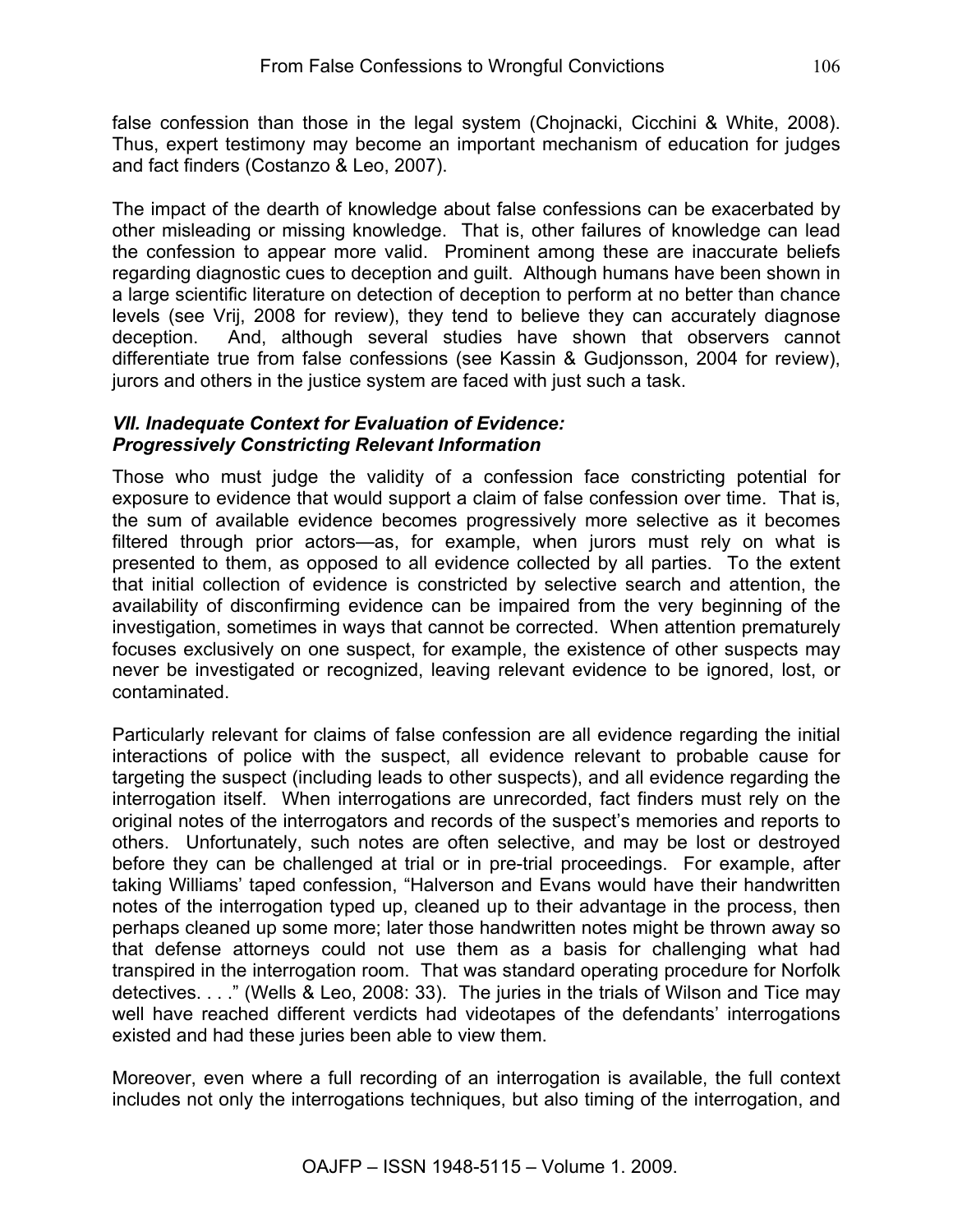false confession than those in the legal system (Chojnacki, Cicchini & White, 2008). Thus, expert testimony may become an important mechanism of education for judges and fact finders (Costanzo & Leo, 2007).

The impact of the dearth of knowledge about false confessions can be exacerbated by other misleading or missing knowledge. That is, other failures of knowledge can lead the confession to appear more valid. Prominent among these are inaccurate beliefs regarding diagnostic cues to deception and guilt. Although humans have been shown in a large scientific literature on detection of deception to perform at no better than chance levels (see Vrij, 2008 for review), they tend to believe they can accurately diagnose deception. And, although several studies have shown that observers cannot differentiate true from false confessions (see Kassin & Gudjonsson, 2004 for review), jurors and others in the justice system are faced with just such a task.

### *VII. Inadequate Context for Evaluation of Evidence: Progressively Constricting Relevant Information*

Those who must judge the validity of a confession face constricting potential for exposure to evidence that would support a claim of false confession over time. That is, the sum of available evidence becomes progressively more selective as it becomes filtered through prior actors—as, for example, when jurors must rely on what is presented to them, as opposed to all evidence collected by all parties. To the extent that initial collection of evidence is constricted by selective search and attention, the availability of disconfirming evidence can be impaired from the very beginning of the investigation, sometimes in ways that cannot be corrected. When attention prematurely focuses exclusively on one suspect, for example, the existence of other suspects may never be investigated or recognized, leaving relevant evidence to be ignored, lost, or contaminated.

Particularly relevant for claims of false confession are all evidence regarding the initial interactions of police with the suspect, all evidence relevant to probable cause for targeting the suspect (including leads to other suspects), and all evidence regarding the interrogation itself. When interrogations are unrecorded, fact finders must rely on the original notes of the interrogators and records of the suspect's memories and reports to others. Unfortunately, such notes are often selective, and may be lost or destroyed before they can be challenged at trial or in pre-trial proceedings. For example, after taking Williams' taped confession, "Halverson and Evans would have their handwritten notes of the interrogation typed up, cleaned up to their advantage in the process, then perhaps cleaned up some more; later those handwritten notes might be thrown away so that defense attorneys could not use them as a basis for challenging what had transpired in the interrogation room. That was standard operating procedure for Norfolk detectives. . . ." (Wells & Leo, 2008: 33). The juries in the trials of Wilson and Tice may well have reached different verdicts had videotapes of the defendants' interrogations existed and had these juries been able to view them.

Moreover, even where a full recording of an interrogation is available, the full context includes not only the interrogations techniques, but also timing of the interrogation, and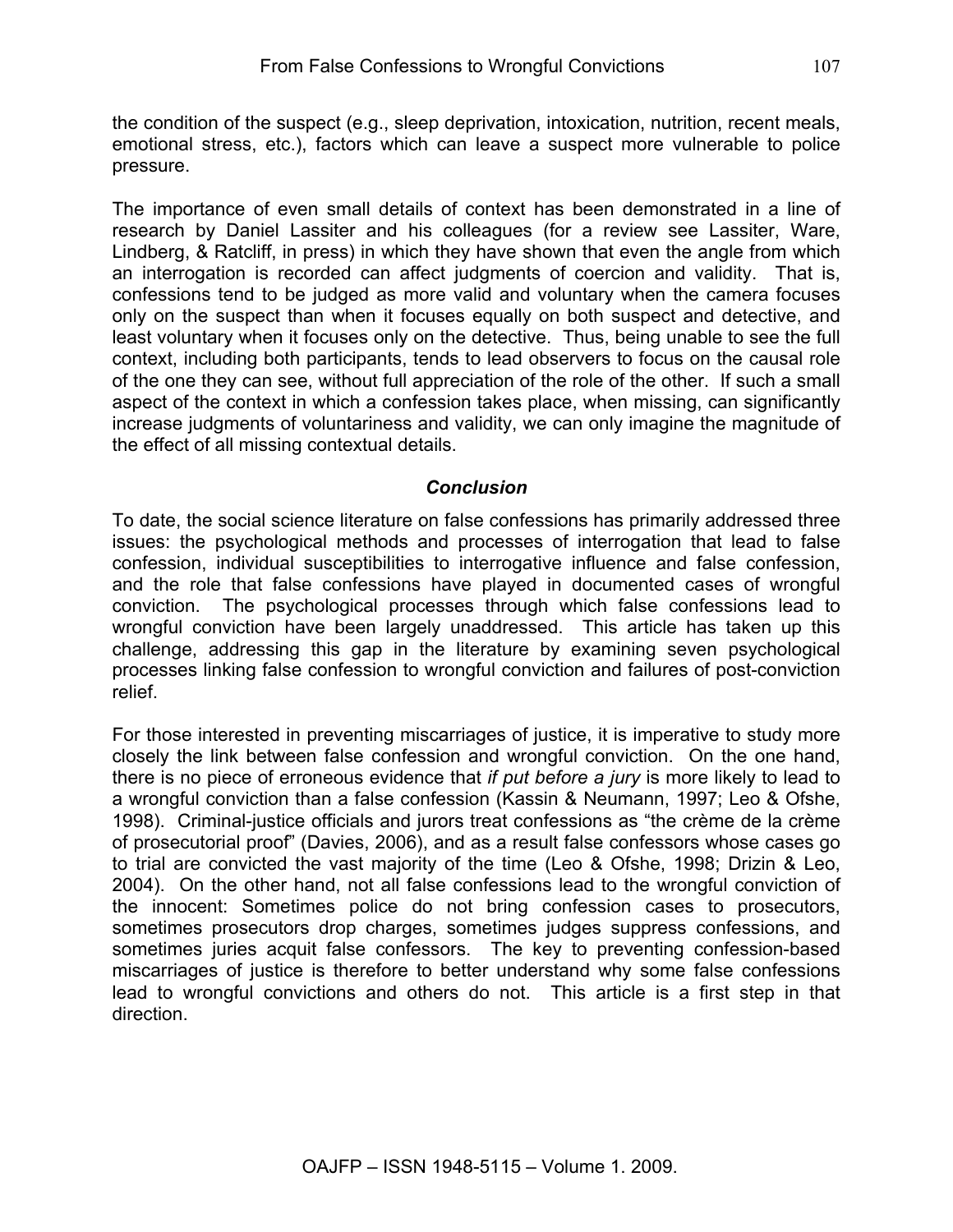the condition of the suspect (e.g., sleep deprivation, intoxication, nutrition, recent meals, emotional stress, etc.), factors which can leave a suspect more vulnerable to police pressure.

The importance of even small details of context has been demonstrated in a line of research by Daniel Lassiter and his colleagues (for a review see Lassiter, Ware, Lindberg, & Ratcliff, in press) in which they have shown that even the angle from which an interrogation is recorded can affect judgments of coercion and validity. That is, confessions tend to be judged as more valid and voluntary when the camera focuses only on the suspect than when it focuses equally on both suspect and detective, and least voluntary when it focuses only on the detective. Thus, being unable to see the full context, including both participants, tends to lead observers to focus on the causal role of the one they can see, without full appreciation of the role of the other. If such a small aspect of the context in which a confession takes place, when missing, can significantly increase judgments of voluntariness and validity, we can only imagine the magnitude of the effect of all missing contextual details.

### *Conclusion*

To date, the social science literature on false confessions has primarily addressed three issues: the psychological methods and processes of interrogation that lead to false confession, individual susceptibilities to interrogative influence and false confession, and the role that false confessions have played in documented cases of wrongful conviction. The psychological processes through which false confessions lead to wrongful conviction have been largely unaddressed. This article has taken up this challenge, addressing this gap in the literature by examining seven psychological processes linking false confession to wrongful conviction and failures of post-conviction relief.

For those interested in preventing miscarriages of justice, it is imperative to study more closely the link between false confession and wrongful conviction. On the one hand, there is no piece of erroneous evidence that *if put before a jury* is more likely to lead to a wrongful conviction than a false confession (Kassin & Neumann, 1997; Leo & Ofshe, 1998). Criminal-justice officials and jurors treat confessions as "the crème de la crème of prosecutorial proof" (Davies, 2006), and as a result false confessors whose cases go to trial are convicted the vast majority of the time (Leo & Ofshe, 1998; Drizin & Leo, 2004). On the other hand, not all false confessions lead to the wrongful conviction of the innocent: Sometimes police do not bring confession cases to prosecutors, sometimes prosecutors drop charges, sometimes judges suppress confessions, and sometimes juries acquit false confessors. The key to preventing confession-based miscarriages of justice is therefore to better understand why some false confessions lead to wrongful convictions and others do not. This article is a first step in that direction.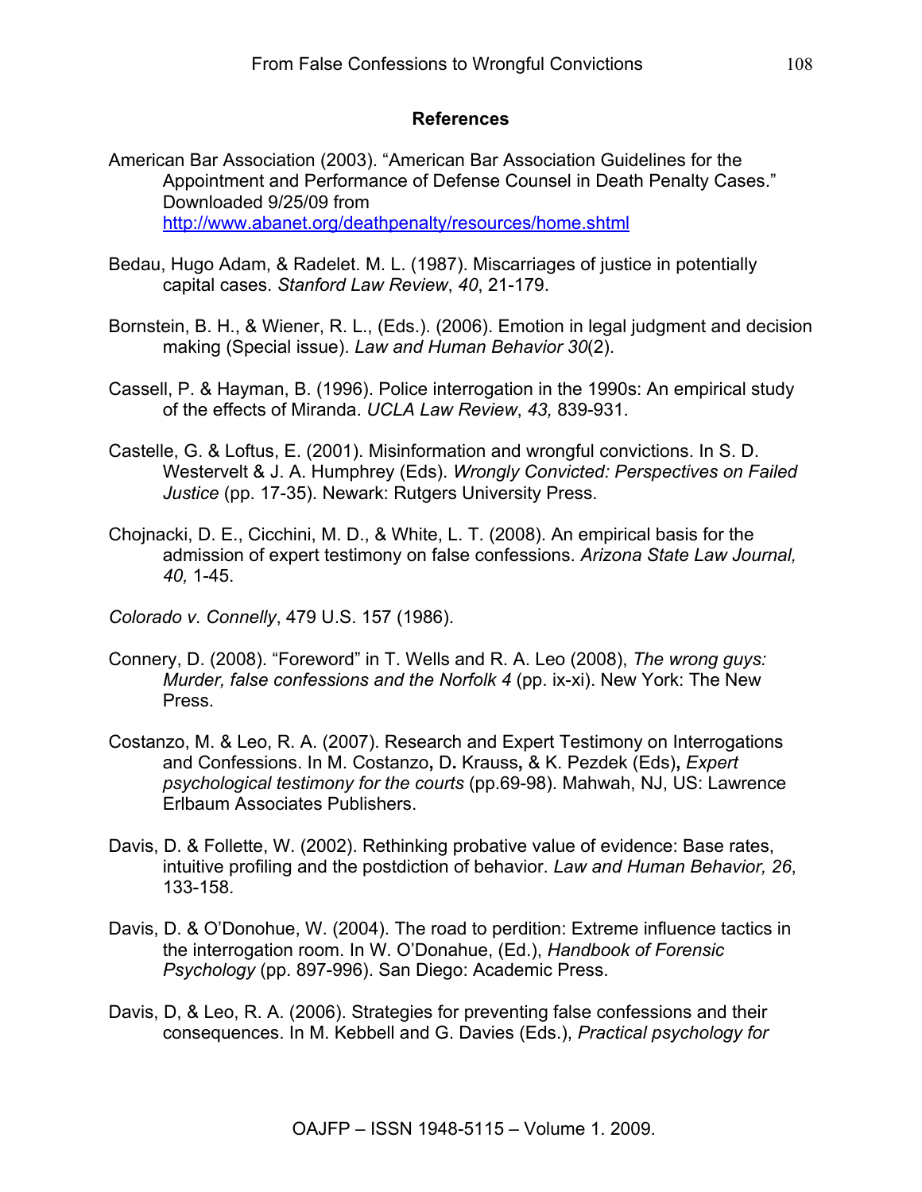## References

American Bar Association (2003). "American Bar Association Guidelines for the Appointment and Performance of Defense Counsel in Death Penalty Cases." Downloaded 9/25/09 from http://www.abanet.org/deathpenalty/resources/home.shtml

Bedau, Hugo Adam, & Radelet. M. L. (1987). Miscarriages of justice in potentially capital cases. *Stanford Law Review*, *40*, 21-179.

Bornstein, B. H., & Wiener, R. L., (Eds.). (2006). Emotion in legal judgment and decision making (Special issue). *Law and Human Behavior 30*(2).

Cassell, P. & Hayman, B. (1996). Police interrogation in the 1990s: An empirical study of the effects of Miranda. *UCLA Law Review*, *43,* 839-931.

Castelle, G. & Loftus, E. (2001). Misinformation and wrongful convictions. In S. D. Westervelt & J. A. Humphrey (Eds). *Wrongly Convicted: Perspectives on Failed Justice* (pp. 17-35). Newark: Rutgers University Press.

Chojnacki, D. E., Cicchini, M. D., & White, L. T. (2008). An empirical basis for the admission of expert testimony on false confessions. *Arizona State Law Journal, 40,* 1-45.

*Colorado v. Connelly*, 479 U.S. 157 (1986).

Connery, D. (2008). "Foreword" in T. Wells and R. A. Leo (2008), *The wrong guys: Murder, false confessions and the Norfolk 4* (pp. ix-xi). New York: The New Press.

Costanzo, M. & Leo, R. A. (2007). Research and Expert Testimony on Interrogations and Confessions. In M. Costanzo**,** D**.** Krauss**,** & K. Pezdek (Eds)**,** *Expert psychological testimony for the courts* (pp.69-98). Mahwah, NJ, US: Lawrence Erlbaum Associates Publishers.

Davis, D. & Follette, W. (2002). Rethinking probative value of evidence: Base rates, intuitive profiling and the postdiction of behavior. *Law and Human Behavior, 26*, 133-158.

Davis, D. & O'Donohue, W. (2004). The road to perdition: Extreme influence tactics in the interrogation room. In W. O'Donahue, (Ed.), *Handbook of Forensic Psychology* (pp. 897-996). San Diego: Academic Press.

Davis, D, & Leo, R. A. (2006). Strategies for preventing false confessions and their consequences. In M. Kebbell and G. Davies (Eds.), *Practical psychology for*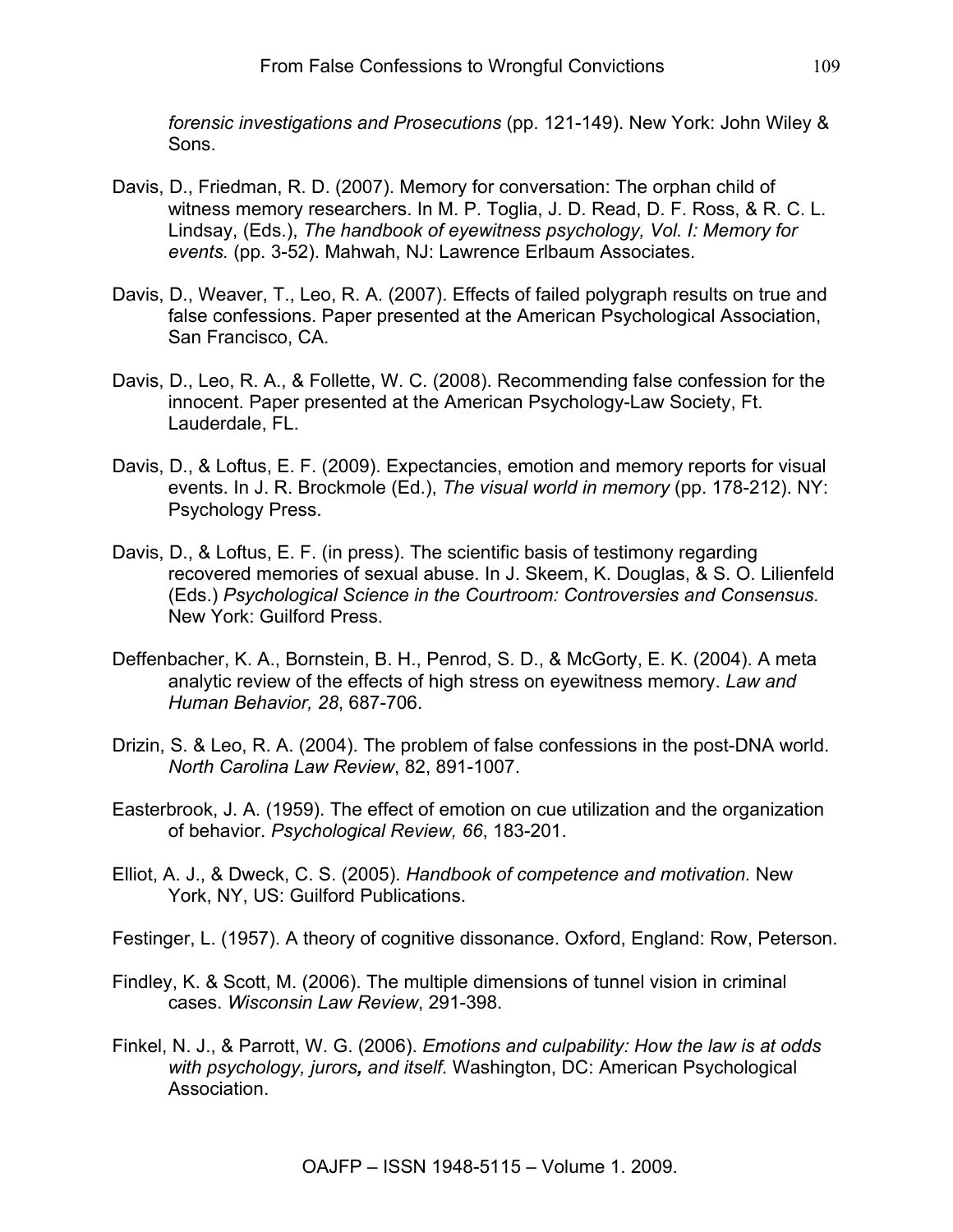*forensic investigations and Prosecutions* (pp. 121-149). New York: John Wiley & Sons.

Davis, D., Friedman, R. D. (2007). Memory for conversation: The orphan child of witness memory researchers. In M. P. Toglia, J. D. Read, D. F. Ross, & R. C. L. Lindsay, (Eds.), *The handbook of eyewitness psychology, Vol. I: Memory for events.* (pp. 3-52). Mahwah, NJ: Lawrence Erlbaum Associates.

Davis, D., Weaver, T., Leo, R. A. (2007). Effects of failed polygraph results on true and false confessions. Paper presented at the American Psychological Association, San Francisco, CA.

Davis, D., Leo, R. A., & Follette, W. C. (2008). Recommending false confession for the innocent. Paper presented at the American Psychology-Law Society, Ft. Lauderdale, FL.

Davis, D., & Loftus, E. F. (2009). Expectancies, emotion and memory reports for visual events. In J. R. Brockmole (Ed.), *The visual world in memory* (pp. 178-212). NY: Psychology Press.

Davis, D., & Loftus, E. F. (in press). The scientific basis of testimony regarding recovered memories of sexual abuse. In J. Skeem, K. Douglas, & S. O. Lilienfeld (Eds.) *Psychological Science in the Courtroom: Controversies and Consensus.* New York: Guilford Press.

Deffenbacher, K. A., Bornstein, B. H., Penrod, S. D., & McGorty, E. K. (2004). A meta analytic review of the effects of high stress on eyewitness memory. *Law and Human Behavior, 28*, 687-706.

Drizin, S. & Leo, R. A. (2004). The problem of false confessions in the post-DNA world. *North Carolina Law Review*, 82, 891-1007.

Easterbrook, J. A. (1959). The effect of emotion on cue utilization and the organization of behavior. *Psychological Review, 66*, 183-201.

Elliot, A. J., & Dweck, C. S. (2005). *Handbook of competence and motivation.* New York, NY, US: Guilford Publications.

Festinger, L. (1957). A theory of cognitive dissonance. Oxford, England: Row, Peterson.

Findley, K. & Scott, M. (2006). The multiple dimensions of tunnel vision in criminal cases. *Wisconsin Law Review*, 291-398.

Finkel, N. J., & Parrott, W. G. (2006). *Emotions and culpability: How the law is at odds with psychology, jurors, and itself.* Washington, DC: American Psychological Association.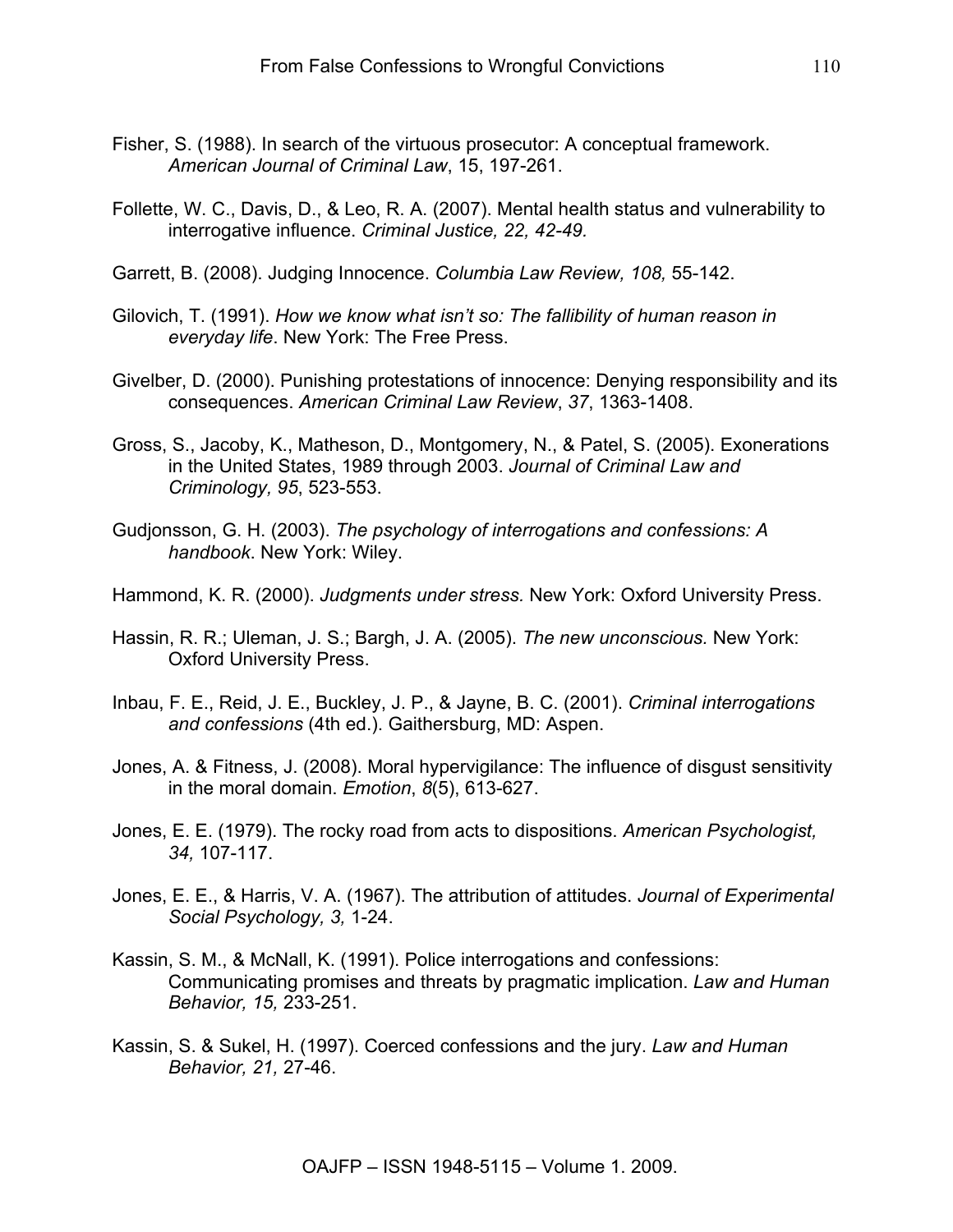Fisher, S. (1988). In search of the virtuous prosecutor: A conceptual framework. *American Journal of Criminal Law*, 15, 197-261.

Follette, W. C., Davis, D., & Leo, R. A. (2007). Mental health status and vulnerability to interrogative influence. *Criminal Justice, 22, 42-49.*

Garrett, B. (2008). Judging Innocence. *Columbia Law Review, 108,* 55-142.

Gilovich, T. (1991). *How we know what isn't so: The fallibility of human reason in everyday life*. New York: The Free Press.

Givelber, D. (2000). Punishing protestations of innocence: Denying responsibility and its consequences. *American Criminal Law Review*, *37*, 1363-1408.

Gross, S., Jacoby, K., Matheson, D., Montgomery, N., & Patel, S. (2005). Exonerations in the United States, 1989 through 2003. *Journal of Criminal Law and Criminology, 95*, 523-553.

Gudjonsson, G. H. (2003). *The psychology of interrogations and confessions: A handbook*. New York: Wiley.

Hammond, K. R. (2000). *Judgments under stress.* New York: Oxford University Press.

Hassin, R. R.; Uleman, J. S.; Bargh, J. A. (2005). *The new unconscious.* New York: Oxford University Press.

Inbau, F. E., Reid, J. E., Buckley, J. P., & Jayne, B. C. (2001). *Criminal interrogations and confessions* (4th ed.). Gaithersburg, MD: Aspen.

Jones, A. & Fitness, J. (2008). Moral hypervigilance: The influence of disgust sensitivity in the moral domain. *Emotion*, *8*(5), 613-627.

Jones, E. E. (1979). The rocky road from acts to dispositions. *American Psychologist, 34,* 107-117.

Jones, E. E., & Harris, V. A. (1967). The attribution of attitudes. *Journal of Experimental Social Psychology, 3,* 1-24.

Kassin, S. M., & McNall, K. (1991). Police interrogations and confessions: Communicating promises and threats by pragmatic implication. *Law and Human Behavior, 15,* 233-251.

Kassin, S. & Sukel, H. (1997). Coerced confessions and the jury. *Law and Human Behavior, 21,* 27-46.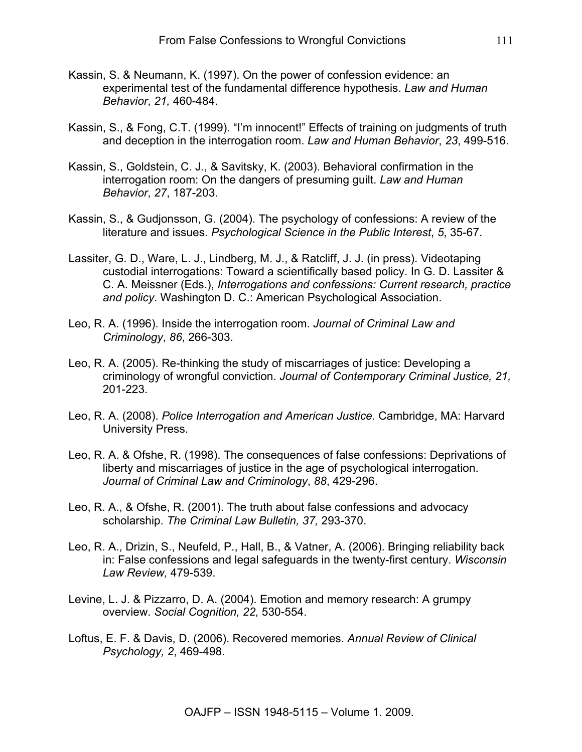Kassin, S. & Neumann, K. (1997). On the power of confession evidence: an experimental test of the fundamental difference hypothesis. *Law and Human Behavior*, *21,* 460-484.

Kassin, S., & Fong, C.T. (1999). "I'm innocent!" Effects of training on judgments of truth and deception in the interrogation room. *Law and Human Behavior*, *23*, 499-516.

Kassin, S., Goldstein, C. J., & Savitsky, K. (2003). Behavioral confirmation in the interrogation room: On the dangers of presuming guilt. *Law and Human Behavior*, *27*, 187-203.

Kassin, S., & Gudjonsson, G. (2004). The psychology of confessions: A review of the literature and issues. *Psychological Science in the Public Interest*, *5*, 35-67.

Lassiter, G. D., Ware, L. J., Lindberg, M. J., & Ratcliff, J. J. (in press). Videotaping custodial interrogations: Toward a scientifically based policy. In G. D. Lassiter & C. A. Meissner (Eds.), *Interrogations and confessions: Current research, practice and policy*. Washington D. C.: American Psychological Association.

Leo, R. A. (1996). Inside the interrogation room. *Journal of Criminal Law and Criminology*, *86*, 266-303.

Leo, R. A. (2005). Re-thinking the study of miscarriages of justice: Developing a criminology of wrongful conviction. *Journal of Contemporary Criminal Justice, 21,* 201-223.

Leo, R. A. (2008). *Police Interrogation and American Justice*. Cambridge, MA: Harvard University Press.

Leo, R. A. & Ofshe, R. (1998). The consequences of false confessions: Deprivations of liberty and miscarriages of justice in the age of psychological interrogation. *Journal of Criminal Law and Criminology*, *88*, 429-296.

Leo, R. A., & Ofshe, R. (2001). The truth about false confessions and advocacy scholarship. *The Criminal Law Bulletin, 37,* 293-370.

Leo, R. A., Drizin, S., Neufeld, P., Hall, B., & Vatner, A. (2006). Bringing reliability back in: False confessions and legal safeguards in the twenty-first century. *Wisconsin Law Review,* 479-539.

Levine, L. J. & Pizzarro, D. A. (2004). Emotion and memory research: A grumpy overview. *Social Cognition, 22,* 530-554.

Loftus, E. F. & Davis, D. (2006). Recovered memories. *Annual Review of Clinical Psychology, 2*, 469-498.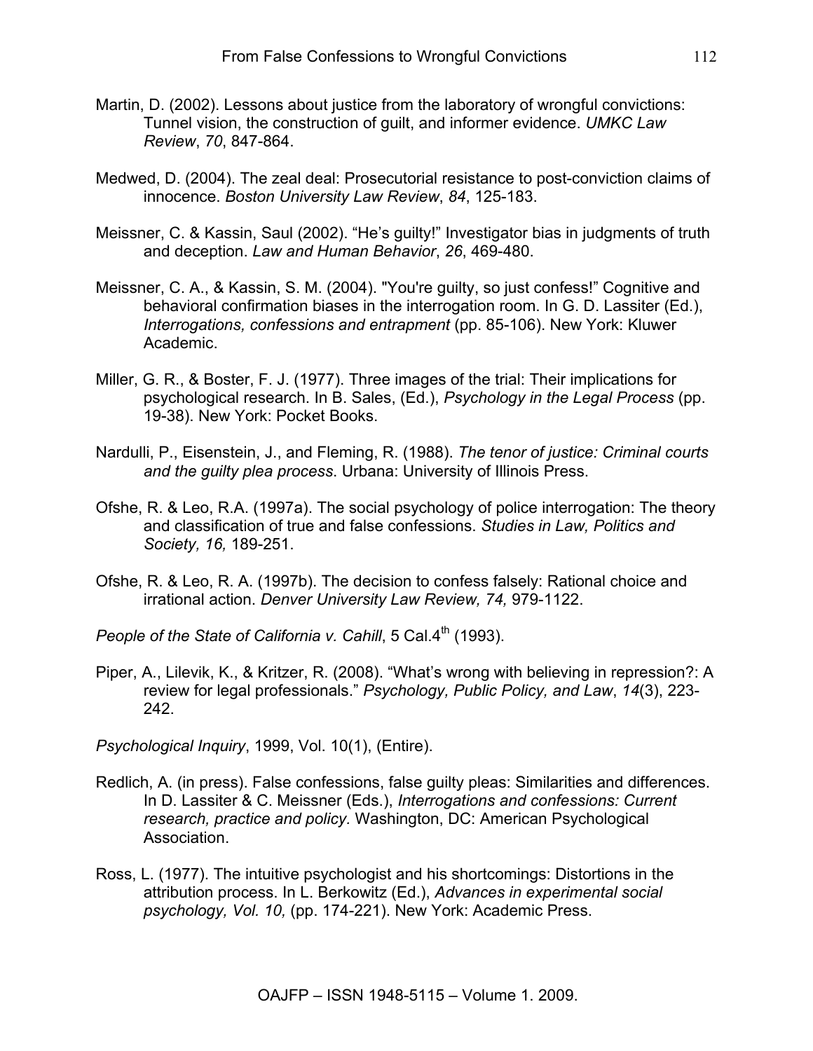Martin, D. (2002). Lessons about justice from the laboratory of wrongful convictions: Tunnel vision, the construction of guilt, and informer evidence. *UMKC Law Review*, *70*, 847-864.

Medwed, D. (2004). The zeal deal: Prosecutorial resistance to post-conviction claims of innocence. *Boston University Law Review*, *84*, 125-183.

Meissner, C. & Kassin, Saul (2002). “He’s guilty!” Investigator bias in judgments of truth and deception. *Law and Human Behavior*, *26*, 469-480.

Meissner, C. A., & Kassin, S. M. (2004). "You're guilty, so just confess!” Cognitive and behavioral confirmation biases in the interrogation room. In G. D. Lassiter (Ed.), *Interrogations, confessions and entrapment* (pp. 85-106). New York: Kluwer Academic.

Miller, G. R., & Boster, F. J. (1977). Three images of the trial: Their implications for psychological research. In B. Sales, (Ed.), *Psychology in the Legal Process* (pp. 19-38). New York: Pocket Books.

Nardulli, P., Eisenstein, J., and Fleming, R. (1988). *The tenor of justice: Criminal courts and the guilty plea process*. Urbana: University of Illinois Press.

Ofshe, R. & Leo, R.A. (1997a). The social psychology of police interrogation: The theory and classification of true and false confessions. *Studies in Law, Politics and Society, 16,* 189-251.

Ofshe, R. & Leo, R. A. (1997b). The decision to confess falsely: Rational choice and irrational action. *Denver University Law Review, 74,* 979-1122.

*People of the State of California v. Cahill*, 5 Cal.4th (1993).

Piper, A., Lilevik, K., & Kritzer, R. (2008). “What’s wrong with believing in repression?: A review for legal professionals.” *Psychology, Public Policy, and Law*, *14*(3), 223-242.

*Psychological Inquiry*, 1999, Vol. 10(1), (Entire).

Redlich, A. (in press). False confessions, false guilty pleas: Similarities and differences. In D. Lassiter & C. Meissner (Eds.), *Interrogations and confessions: Current research, practice and policy.* Washington, DC: American Psychological Association.

Ross, L. (1977). The intuitive psychologist and his shortcomings: Distortions in the attribution process. In L. Berkowitz (Ed.), *Advances in experimental social psychology, Vol. 10,* (pp. 174-221). New York: Academic Press.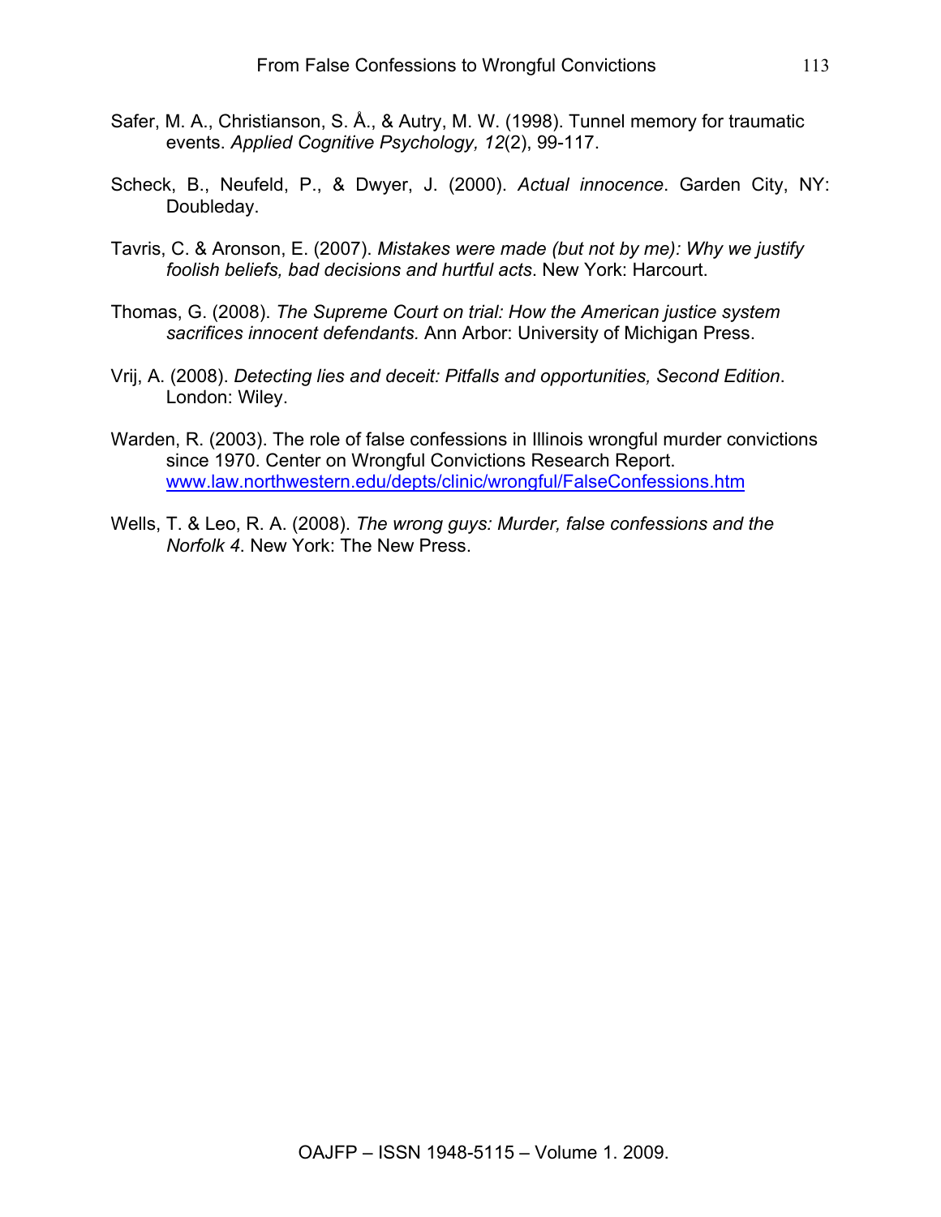Safer, M. A., Christianson, S. Å., & Autry, M. W. (1998). Tunnel memory for traumatic events. *Applied Cognitive Psychology, 12*(2), 99-117.

Scheck, B., Neufeld, P., & Dwyer, J. (2000). *Actual innocence*. Garden City, NY: Doubleday.

Tavris, C. & Aronson, E. (2007). *Mistakes were made (but not by me): Why we justify foolish beliefs, bad decisions and hurtful acts*. New York: Harcourt.

Thomas, G. (2008). *The Supreme Court on trial: How the American justice system sacrifices innocent defendants.* Ann Arbor: University of Michigan Press.

Vrij, A. (2008). *Detecting lies and deceit: Pitfalls and opportunities, Second Edition*. London: Wiley.

Warden, R. (2003). The role of false confessions in Illinois wrongful murder convictions since 1970. Center on Wrongful Convictions Research Report. www.law.northwestern.edu/depts/clinic/wrongful/FalseConfessions.htm

Wells, T. & Leo, R. A. (2008). *The wrong guys: Murder, false confessions and the Norfolk 4*. New York: The New Press.